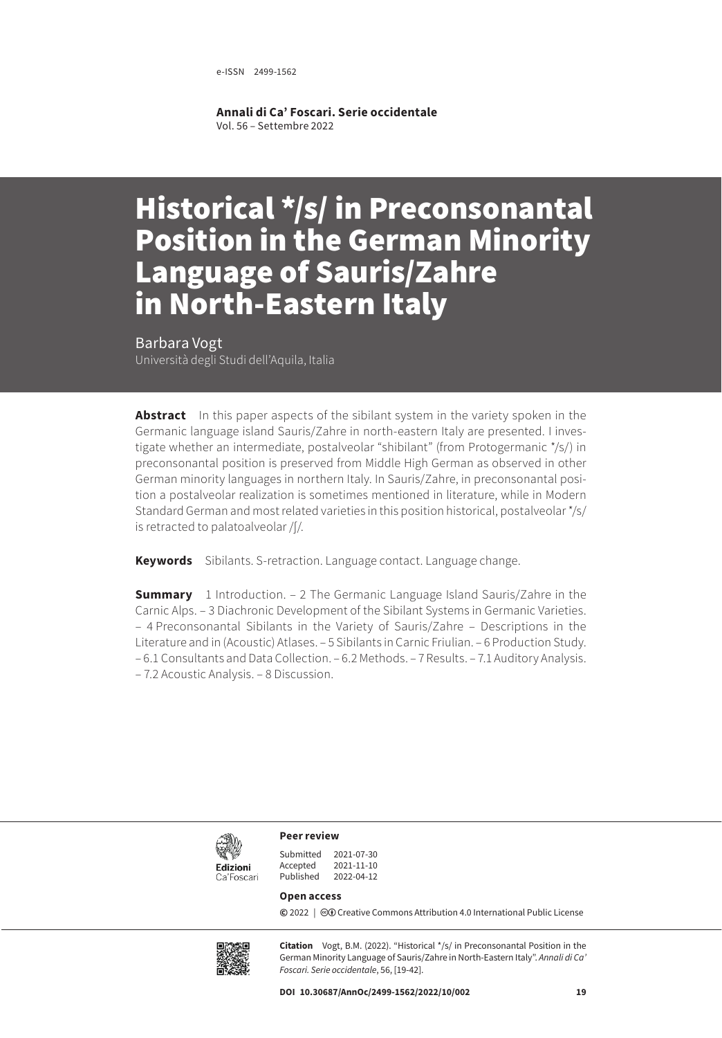e-ISSN 2499-1562

**Annali di Ca' Foscari. Serie occidentale**
Vol. 56 – Settembre 2022

# Historical */s/ in Preconsonantal Position in the German Minority Language of Sauris/Zahre in North-Eastern Italy

Barbara Vogt
Università degli Studi dell'Aquila, Italia

**Abstract** In this paper aspects of the sibilant system in the variety spoken in the Germanic language island Sauris/Zahre in north-eastern Italy are presented. I investigate whether an intermediate, postalveolar "shibilant" (from Protogermanic */s/) in preconsonantal position is preserved from Middle High German as observed in other German minority languages in northern Italy. In Sauris/Zahre, in preconsonantal position a postalveolar realization is sometimes mentioned in literature, while in Modern Standard German and most related varieties in this position historical, postalveolar */s/ is retracted to palatoalveolar /ʃ/.

**Keywords** Sibilants. S-retraction. Language contact. Language change.

**Summary** 1 Introduction. – 2 The Germanic Language Island Sauris/Zahre in the Carnic Alps. – 3 Diachronic Development of the Sibilant Systems in Germanic Varieties. – 4 Preconsonantal Sibilants in the Variety of Sauris/Zahre – Descriptions in the Literature and in (Acoustic) Atlases. – 5 Sibilants in Carnic Friulian. – 6 Production Study. – 6.1 Consultants and Data Collection. – 6.2 Methods. – 7 Results. – 7.1 Auditory Analysis. – 7.2 Acoustic Analysis. – 8 Discussion.

**Peer review**

Submitted 2021-07-30
Accepted 2021-11-10
Published 2022-04-12

**Open access**

© 2022 | Creative Commons Attribution 4.0 International Public License

**Citation** Vogt, B.M. (2022). "Historical */s/ in Preconsonantal Position in the German Minority Language of Sauris/Zahre in North-Eastern Italy". *Annali di Ca' Foscari. Serie occidentale*, 56, [19-42].

**DOI 10.30687/AnnOc/2499-1562/2022/10/002**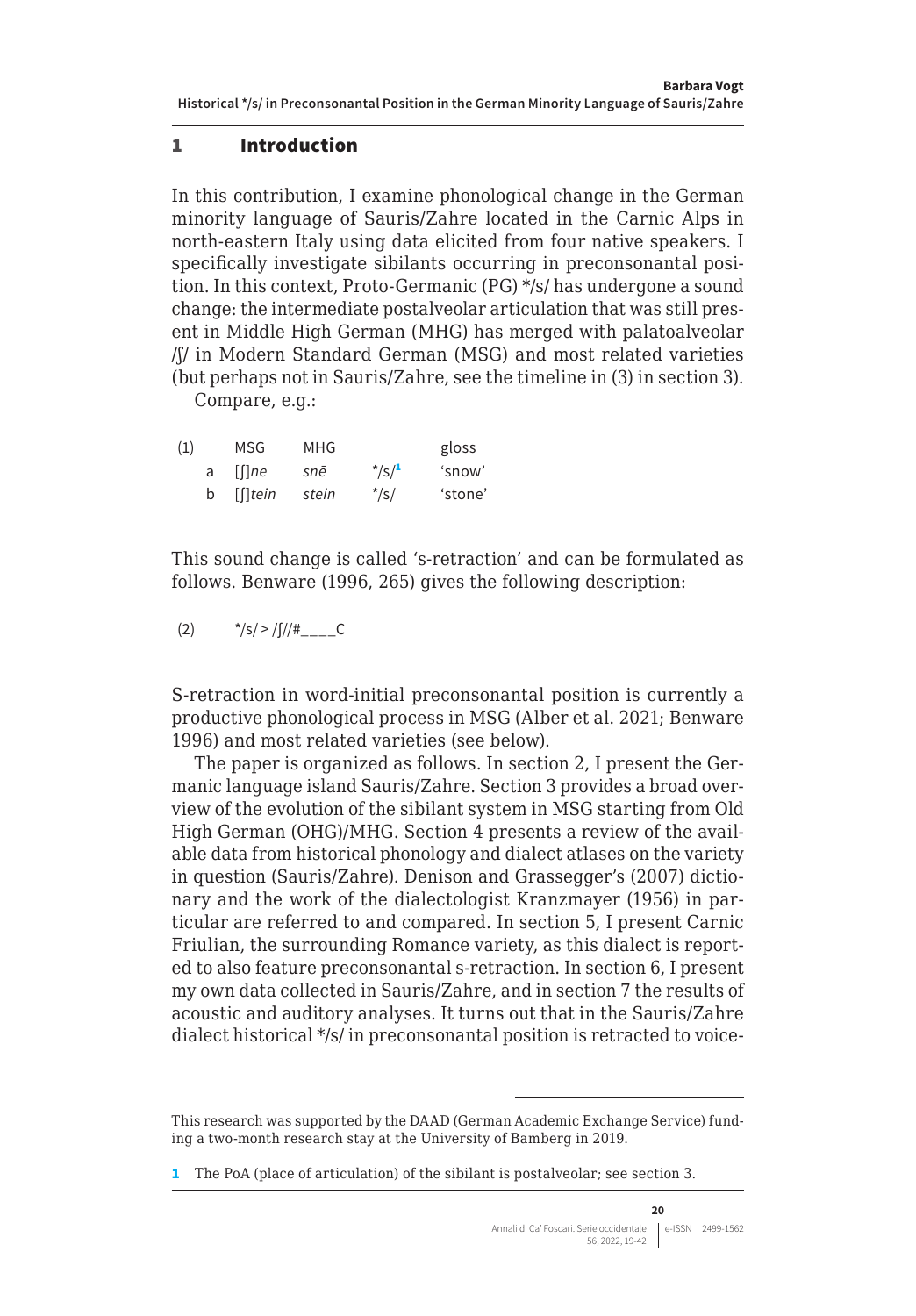## 1 Introduction

In this contribution, I examine phonological change in the German minority language of Sauris/Zahre located in the Carnic Alps in north-eastern Italy using data elicited from four native speakers. I specifically investigate sibilants occurring in preconsonantal position. In this context, Proto-Germanic (PG) */s/ has undergone a sound change: the intermediate postalveolar articulation that was still present in Middle High German (MHG) has merged with palatoalveolar /ʃ/ in Modern Standard German (MSG) and most related varieties (but perhaps not in Sauris/Zahre, see the timeline in (3) in section 3).

Compare, e.g.:

| (1) | | MSG | MHG | | gloss |
|---|---|---|---|---|---|
| | a | [ʃ]*ne* | *snē* | */s/[1] | 'snow' |
| | b | [ʃ]*tein* | *stein* | */s/ | 'stone' |

This sound change is called 's-retraction' and can be formulated as follows. Benware (1996, 265) gives the following description:

(2) */s/ > /ʃ//#____C

S-retraction in word-initial preconsonantal position is currently a productive phonological process in MSG (Alber et al. 2021; Benware 1996) and most related varieties (see below).

The paper is organized as follows. In section 2, I present the Germanic language island Sauris/Zahre. Section 3 provides a broad overview of the evolution of the sibilant system in MSG starting from Old High German (OHG)/MHG. Section 4 presents a review of the available data from historical phonology and dialect atlases on the variety in question (Sauris/Zahre). Denison and Grassegger's (2007) dictionary and the work of the dialectologist Kranzmayer (1956) in particular are referred to and compared. In section 5, I present Carnic Friulian, the surrounding Romance variety, as this dialect is reported to also feature preconsonantal s-retraction. In section 6, I present my own data collected in Sauris/Zahre, and in section 7 the results of acoustic and auditory analyses. It turns out that in the Sauris/Zahre dialect historical */s/ in preconsonantal position is retracted to voice-

This research was supported by the DAAD (German Academic Exchange Service) funding a two-month research stay at the University of Bamberg in 2019.

1 The PoA (place of articulation) of the sibilant is postalveolar; see section 3.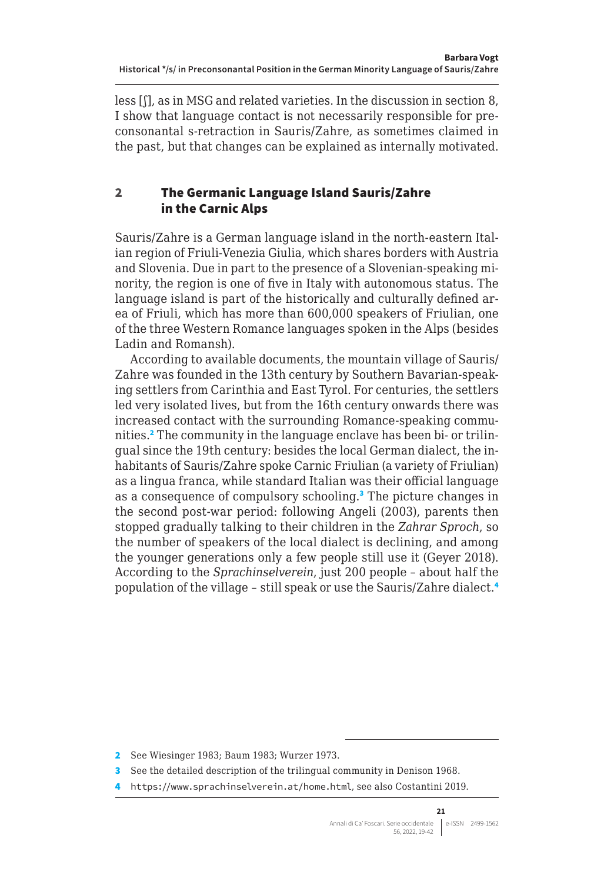less [ʃ], as in MSG and related varieties. In the discussion in section 8, I show that language contact is not necessarily responsible for preconsonantal s-retraction in Sauris/Zahre, as sometimes claimed in the past, but that changes can be explained as internally motivated.

## 2 The Germanic Language Island Sauris/Zahre in the Carnic Alps

Sauris/Zahre is a German language island in the north-eastern Italian region of Friuli-Venezia Giulia, which shares borders with Austria and Slovenia. Due in part to the presence of a Slovenian-speaking minority, the region is one of five in Italy with autonomous status. The language island is part of the historically and culturally defined area of Friuli, which has more than 600,000 speakers of Friulian, one of the three Western Romance languages spoken in the Alps (besides Ladin and Romansh).

According to available documents, the mountain village of Sauris/Zahre was founded in the 13th century by Southern Bavarian-speaking settlers from Carinthia and East Tyrol. For centuries, the settlers led very isolated lives, but from the 16th century onwards there was increased contact with the surrounding Romance-speaking communities.[2] The community in the language enclave has been bi- or trilingual since the 19th century: besides the local German dialect, the inhabitants of Sauris/Zahre spoke Carnic Friulian (a variety of Friulian) as a lingua franca, while standard Italian was their official language as a consequence of compulsory schooling.[3] The picture changes in the second post-war period: following Angeli (2003), parents then stopped gradually talking to their children in the *Zahrar Sproch*, so the number of speakers of the local dialect is declining, and among the younger generations only a few people still use it (Geyer 2018). According to the *Sprachinselverein*, just 200 people – about half the population of the village – still speak or use the Sauris/Zahre dialect.[4]

---

2 See Wiesinger 1983; Baum 1983; Wurzer 1973.

3 See the detailed description of the trilingual community in Denison 1968.

4 https://www.sprachinselverein.at/home.html, see also Costantini 2019.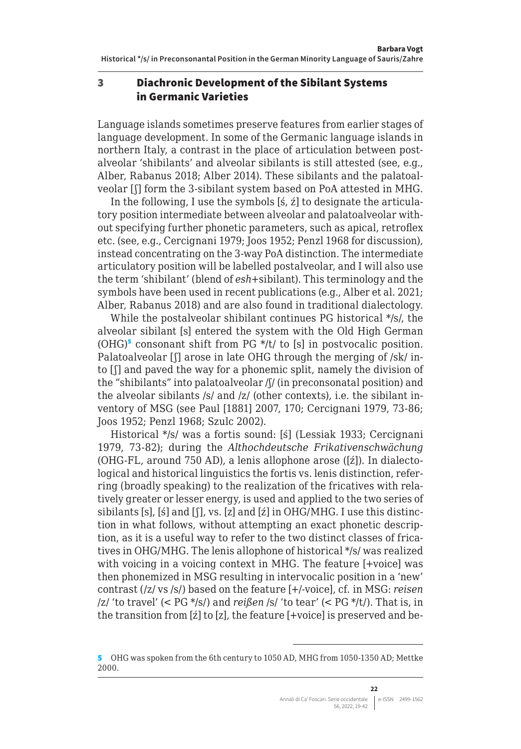## 3 Diachronic Development of the Sibilant Systems in Germanic Varieties

Language islands sometimes preserve features from earlier stages of language development. In some of the Germanic language islands in northern Italy, a contrast in the place of articulation between postalveolar 'shibilants' and alveolar sibilants is still attested (see, e.g., Alber, Rabanus 2018; Alber 2014). These sibilants and the palatoalveolar [ʃ] form the 3-sibilant system based on PoA attested in MHG.

In the following, I use the symbols [ś, ź] to designate the articulatory position intermediate between alveolar and palatoalveolar without specifying further phonetic parameters, such as apical, retroflex etc. (see, e.g., Cercignani 1979; Joos 1952; Penzl 1968 for discussion), instead concentrating on the 3-way PoA distinction. The intermediate articulatory position will be labelled postalveolar, and I will also use the term 'shibilant' (blend of *esh*+sibilant). This terminology and the symbols have been used in recent publications (e.g., Alber et al. 2021; Alber, Rabanus 2018) and are also found in traditional dialectology.

While the postalveolar shibilant continues PG historical \*/s/, the alveolar sibilant [s] entered the system with the Old High German (OHG)[5] consonant shift from PG \*/t/ to [s] in postvocalic position. Palatoalveolar [ʃ] arose in late OHG through the merging of /sk/ into [ʃ] and paved the way for a phonemic split, namely the division of the "shibilants" into palatoalveolar /ʃ/ (in preconsonatal position) and the alveolar sibilants /s/ and /z/ (other contexts), i.e. the sibilant inventory of MSG (see Paul [1881] 2007, 170; Cercignani 1979, 73-86; Joos 1952; Penzl 1968; Szulc 2002).

Historical \*/s/ was a fortis sound: [ś] (Lessiak 1933; Cercignani 1979, 73-82); during the *Althochdeutsche Frikativenschwächung* (OHG-FL, around 750 AD), a lenis allophone arose ([ź]). In dialectological and historical linguistics the fortis vs. lenis distinction, referring (broadly speaking) to the realization of the fricatives with relatively greater or lesser energy, is used and applied to the two series of sibilants [s], [ś] and [ʃ], vs. [z] and [ź] in OHG/MHG. I use this distinction in what follows, without attempting an exact phonetic description, as it is a useful way to refer to the two distinct classes of fricatives in OHG/MHG. The lenis allophone of historical \*/s/ was realized with voicing in a voicing context in MHG. The feature [+voice] was then phonemized in MSG resulting in intervocalic position in a 'new' contrast (/z/ vs /s/) based on the feature [+/-voice], cf. in MSG: *reisen* /z/ 'to travel' (< PG \*/s/) and *reißen* /s/ 'to tear' (< PG \*/t/). That is, in the transition from [ź] to [z], the feature [+voice] is preserved and be-

[5] OHG was spoken from the 6th century to 1050 AD, MHG from 1050-1350 AD; Mettke 2000.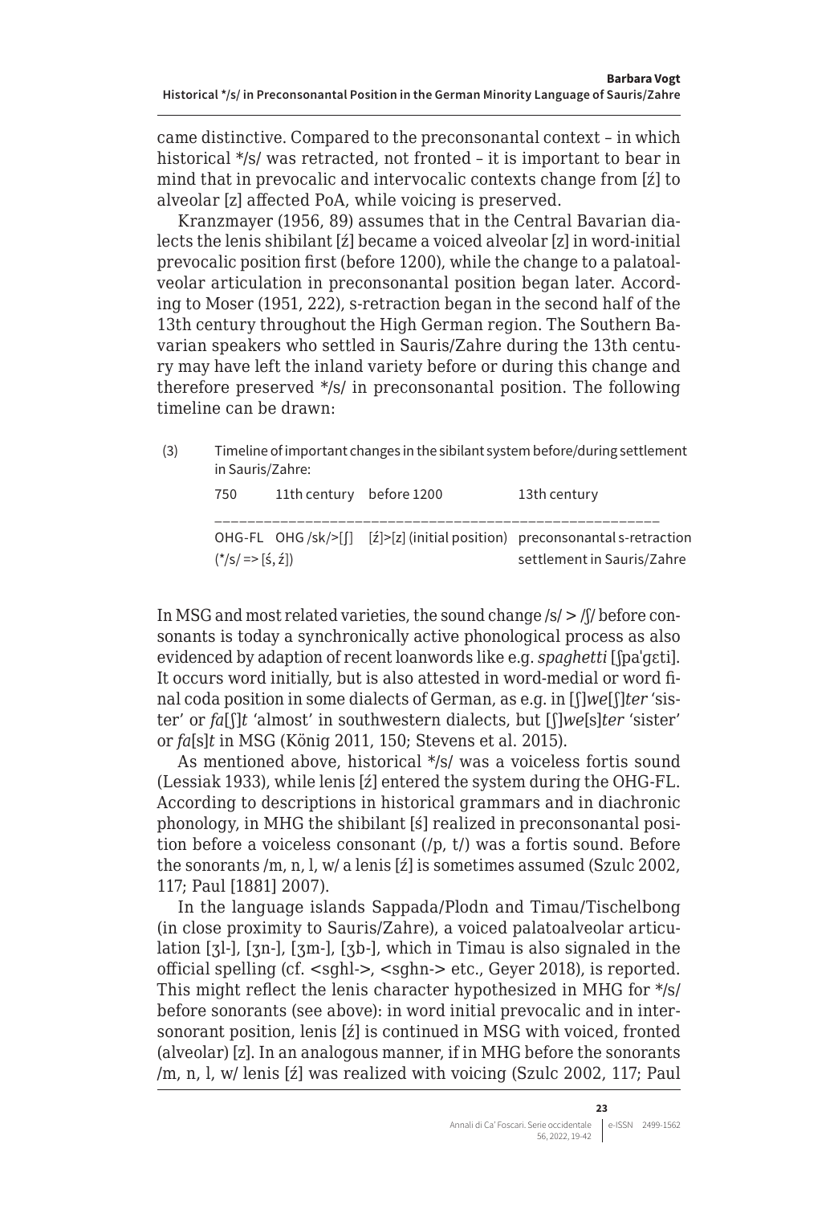came distinctive. Compared to the preconsonantal context – in which historical */s/ was retracted, not fronted – it is important to bear in mind that in prevocalic and intervocalic contexts change from [ź] to alveolar [z] affected PoA, while voicing is preserved.

Kranzmayer (1956, 89) assumes that in the Central Bavarian dialects the lenis shibilant [ź] became a voiced alveolar [z] in word-initial prevocalic position first (before 1200), while the change to a palatoalveolar articulation in preconsonantal position began later. According to Moser (1951, 222), s-retraction began in the second half of the 13th century throughout the High German region. The Southern Bavarian speakers who settled in Sauris/Zahre during the 13th century may have left the inland variety before or during this change and therefore preserved */s/ in preconsonantal position. The following timeline can be drawn:

(3) Timeline of important changes in the sibilant system before/during settlement in Sauris/Zahre:

| 750 | 11th century | before 1200 | 13th century |
|---|---|---|---|
| OHG-FL (*/s/ => [ś, ź]) | OHG /sk/>[ʃ] | [ź]>[z] (initial position) | preconsonantal s-retraction settlement in Sauris/Zahre |

In MSG and most related varieties, the sound change /s/ > /ʃ/ before consonants is today a synchronically active phonological process as also evidenced by adaption of recent loanwords like e.g. *spaghetti* [ʃpaˈgɛti]. It occurs word initially, but is also attested in word-medial or word final coda position in some dialects of German, as e.g. in [ʃ]*we*[ʃ]*ter* 'sister' or *fa*[ʃ]*t* 'almost' in southwestern dialects, but [ʃ]*we*[s]*ter* 'sister' or *fa*[s]*t* in MSG (König 2011, 150; Stevens et al. 2015).

As mentioned above, historical */s/ was a voiceless fortis sound (Lessiak 1933), while lenis [ź] entered the system during the OHG-FL. According to descriptions in historical grammars and in diachronic phonology, in MHG the shibilant [ś] realized in preconsonantal position before a voiceless consonant (/p, t/) was a fortis sound. Before the sonorants /m, n, l, w/ a lenis [ź] is sometimes assumed (Szulc 2002, 117; Paul [1881] 2007).

In the language islands Sappada/Plodn and Timau/Tischelbong (in close proximity to Sauris/Zahre), a voiced palatoalveolar articulation [ʒl-], [ʒn-], [ʒm-], [ʒb-], which in Timau is also signaled in the official spelling (cf. <sghl->, <sghn-> etc., Geyer 2018), is reported. This might reflect the lenis character hypothesized in MHG for */s/ before sonorants (see above): in word initial prevocalic and in intersonorant position, lenis [ź] is continued in MSG with voiced, fronted (alveolar) [z]. In an analogous manner, if in MHG before the sonorants /m, n, l, w/ lenis [ź] was realized with voicing (Szulc 2002, 117; Paul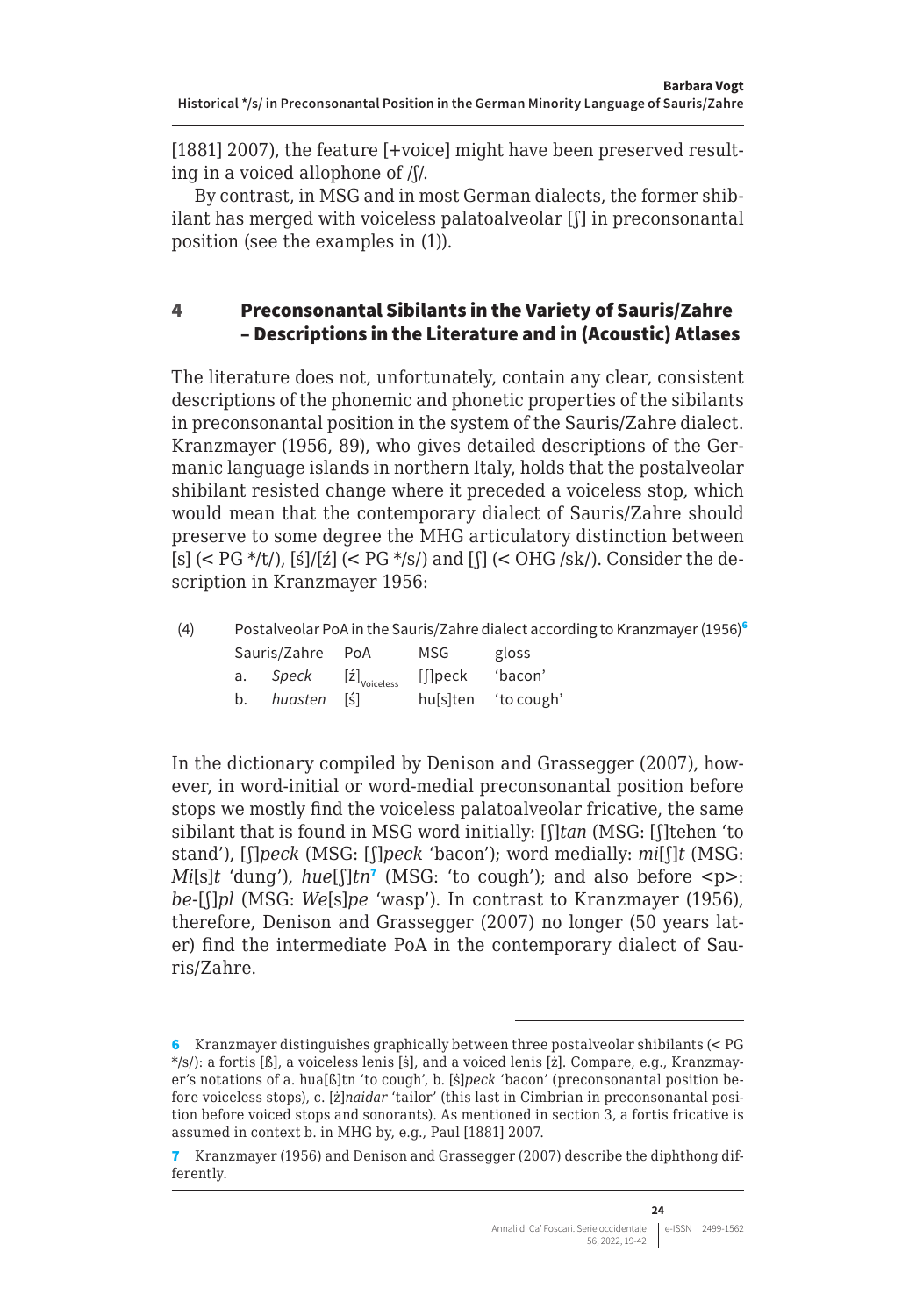[1881] 2007), the feature [+voice] might have been preserved resulting in a voiced allophone of /ʃ/.

By contrast, in MSG and in most German dialects, the former shibilant has merged with voiceless palatoalveolar [ʃ] in preconsonantal position (see the examples in (1)).

## 4 Preconsonantal Sibilants in the Variety of Sauris/Zahre – Descriptions in the Literature and in (Acoustic) Atlases

The literature does not, unfortunately, contain any clear, consistent descriptions of the phonemic and phonetic properties of the sibilants in preconsonantal position in the system of the Sauris/Zahre dialect. Kranzmayer (1956, 89), who gives detailed descriptions of the Germanic language islands in northern Italy, holds that the postalveolar shibilant resisted change where it preceded a voiceless stop, which would mean that the contemporary dialect of Sauris/Zahre should preserve to some degree the MHG articulatory distinction between [s] (< PG */t/), [ś]/[ź] (< PG */s/) and [ʃ] (< OHG /sk/). Consider the description in Kranzmayer 1956:

(4) Postalveolar PoA in the Sauris/Zahre dialect according to Kranzmayer (1956)[6]

| | Sauris/Zahre | PoA | MSG | gloss |
|---|---|---|---|---|
| a. | *Speck* | $[ź]_{Voiceless}$ | [ʃ]peck | 'bacon' |
| b. | *huasten* | [ś] | hu[s]ten | 'to cough' |

In the dictionary compiled by Denison and Grassegger (2007), however, in word-initial or word-medial preconsonantal position before stops we mostly find the voiceless palatoalveolar fricative, the same sibilant that is found in MSG word initially: [ʃ]*tan* (MSG: [ʃ]tehen 'to stand'), [ʃ]*peck* (MSG: [ʃ]*peck* 'bacon'); word medially: *mi*[ʃ]*t* (MSG: *Mi*[s]*t* 'dung'), *hue*[ʃ]*tn*[7] (MSG: 'to cough'); and also before <p>: *be*-[ʃ]*pl* (MSG: *We*[s]*pe* 'wasp'). In contrast to Kranzmayer (1956), therefore, Denison and Grassegger (2007) no longer (50 years later) find the intermediate PoA in the contemporary dialect of Sauris/Zahre.

---

6 Kranzmayer distinguishes graphically between three postalveolar shibilants (< PG */s/): a fortis [ß], a voiceless lenis [ś], and a voiced lenis [ż]. Compare, e.g., Kranzmayer's notations of a. hua[ß]tn 'to cough', b. [ś]*peck* 'bacon' (preconsonantal position before voiceless stops), c. [ż]*naidar* 'tailor' (this last in Cimbrian in preconsonantal position before voiced stops and sonorants). As mentioned in section 3, a fortis fricative is assumed in context b. in MHG by, e.g., Paul [1881] 2007.

7 Kranzmayer (1956) and Denison and Grassegger (2007) describe the diphthong differently.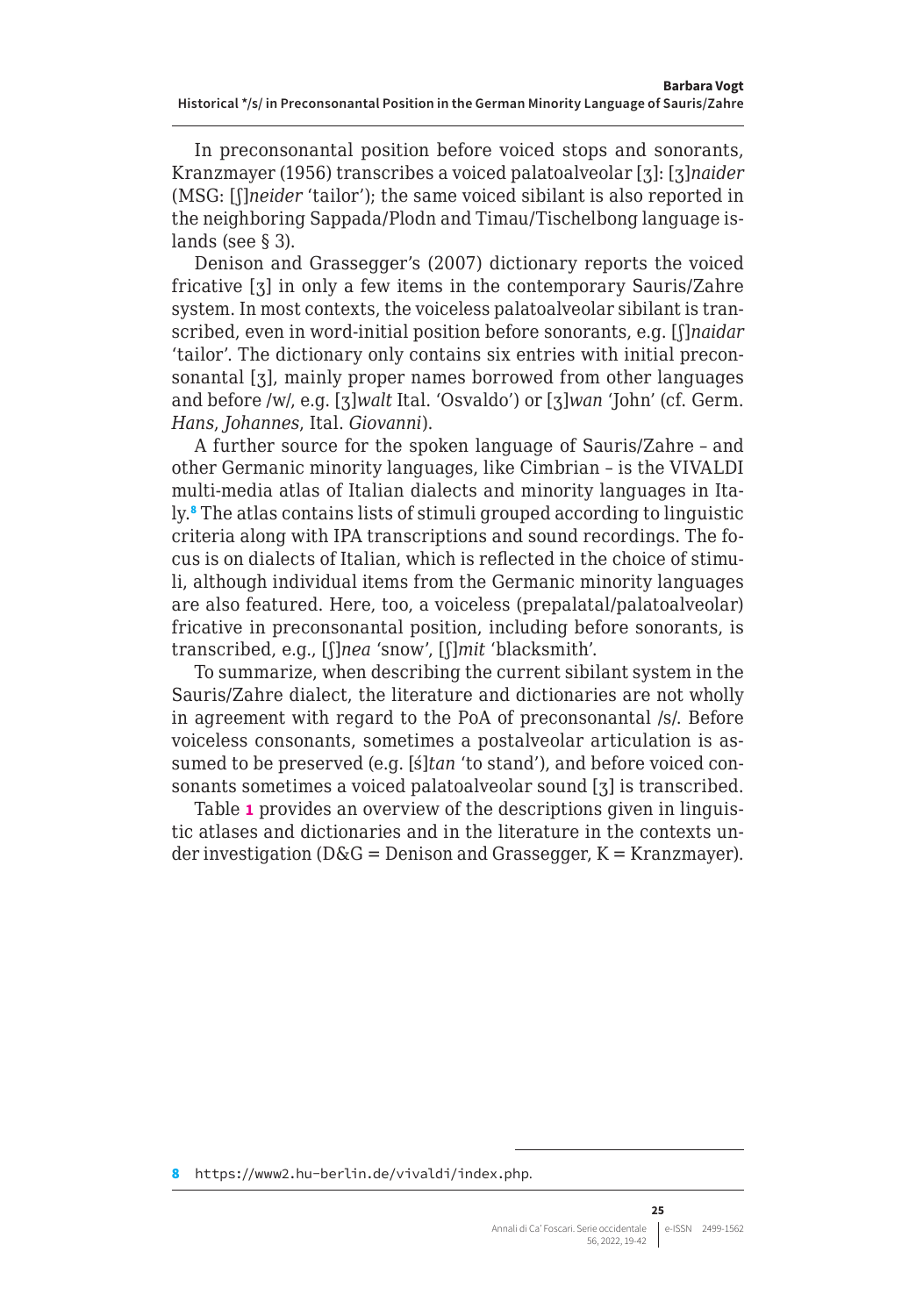In preconsonantal position before voiced stops and sonorants, Kranzmayer (1956) transcribes a voiced palatoalveolar [ʒ]: [ʒ]*naider* (MSG: [ʃ]*neider* 'tailor'); the same voiced sibilant is also reported in the neighboring Sappada/Plodn and Timau/Tischelbong language islands (see § 3).

Denison and Grassegger's (2007) dictionary reports the voiced fricative [ʒ] in only a few items in the contemporary Sauris/Zahre system. In most contexts, the voiceless palatoalveolar sibilant is transcribed, even in word-initial position before sonorants, e.g. [ʃ]*naidar* 'tailor'. The dictionary only contains six entries with initial preconsonantal [ʒ], mainly proper names borrowed from other languages and before /w/, e.g. [ʒ]*walt* Ital. 'Osvaldo') or [ʒ]*wan* 'John' (cf. Germ. *Hans*, *Johannes*, Ital. *Giovanni*).

A further source for the spoken language of Sauris/Zahre – and other Germanic minority languages, like Cimbrian – is the VIVALDI multi-media atlas of Italian dialects and minority languages in Italy.[8] The atlas contains lists of stimuli grouped according to linguistic criteria along with IPA transcriptions and sound recordings. The focus is on dialects of Italian, which is reflected in the choice of stimuli, although individual items from the Germanic minority languages are also featured. Here, too, a voiceless (prepalatal/palatoalveolar) fricative in preconsonantal position, including before sonorants, is transcribed, e.g., [ʃ]*nea* 'snow', [ʃ]*mit* 'blacksmith'.

To summarize, when describing the current sibilant system in the Sauris/Zahre dialect, the literature and dictionaries are not wholly in agreement with regard to the PoA of preconsonantal /s/. Before voiceless consonants, sometimes a postalveolar articulation is assumed to be preserved (e.g. [ś]*tan* 'to stand'), and before voiced consonants sometimes a voiced palatoalveolar sound [ʒ] is transcribed.

Table 1 provides an overview of the descriptions given in linguistic atlases and dictionaries and in the literature in the contexts under investigation (D&G = Denison and Grassegger, K = Kranzmayer).

8 https://www2.hu-berlin.de/vivaldi/index.php.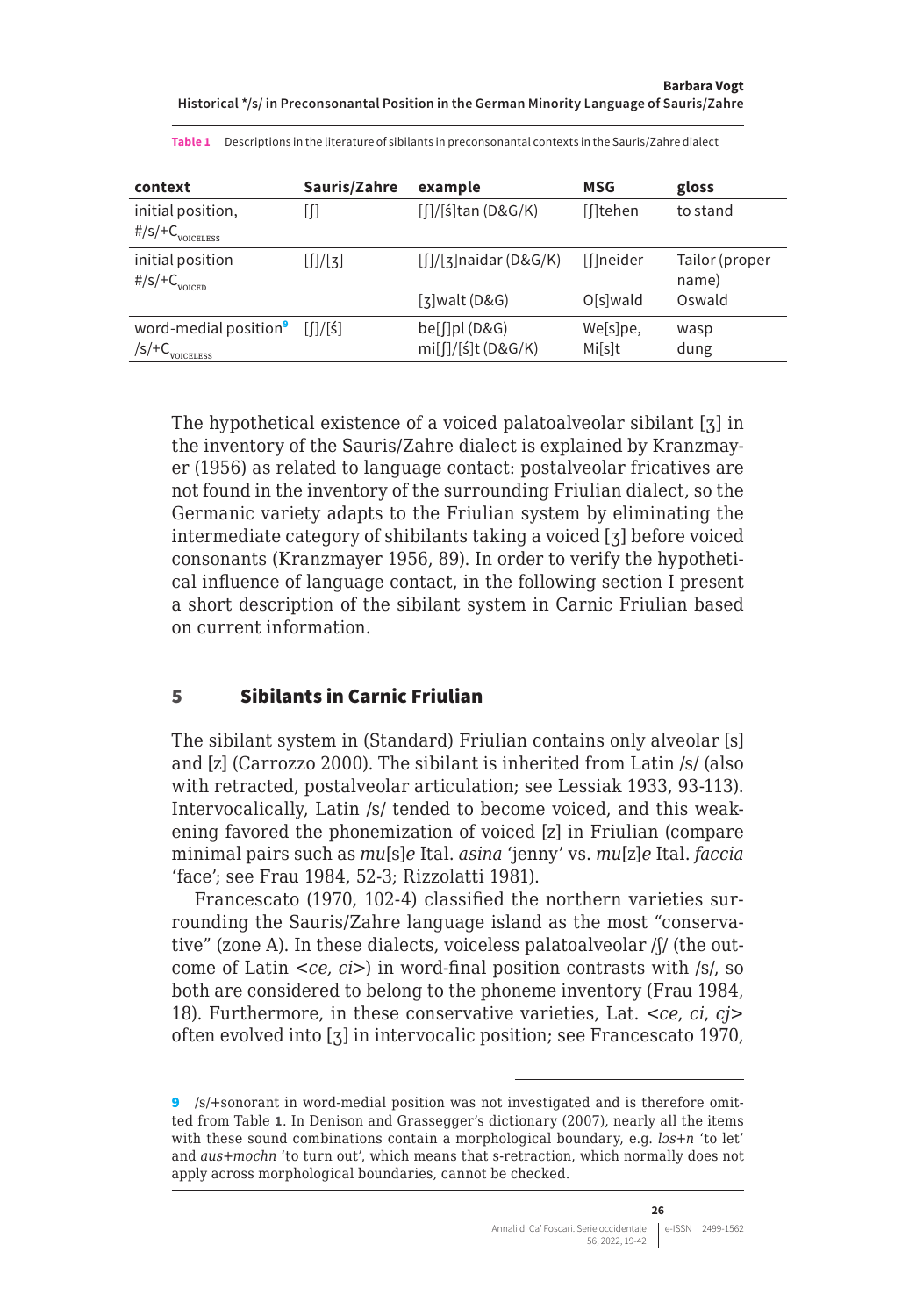**Table 1** Descriptions in the literature of sibilants in preconsonantal contexts in the Sauris/Zahre dialect

| context | Sauris/Zahre | example | MSG | gloss |
|---|---|---|---|---|
| initial position, #/s/+$C_{\text{VOICELESS}}$ | [ʃ] | [ʃ]/[ś]tan (D&G/K) | [ʃ]tehen | to stand |
| initial position #/s/+$C_{\text{VOICED}}$ | [ʃ]/[ʒ] | [ʃ]/[ʒ]naidar (D&G/K) | [ʃ]neider | Tailor (proper name) |
| | | [ʒ]walt (D&G) | O[s]wald | Oswald |
| word-medial position[9] /s/+$C_{\text{VOICELESS}}$ | [ʃ]/[ś] | be[ʃ]pl (D&G) mi[ʃ]/[ś]t (D&G/K) | We[s]pe, Mi[s]t | wasp dung |

The hypothetical existence of a voiced palatoalveolar sibilant [ʒ] in the inventory of the Sauris/Zahre dialect is explained by Kranzmayer (1956) as related to language contact: postalveolar fricatives are not found in the inventory of the surrounding Friulian dialect, so the Germanic variety adapts to the Friulian system by eliminating the intermediate category of shibilants taking a voiced [ʒ] before voiced consonants (Kranzmayer 1956, 89). In order to verify the hypothetical influence of language contact, in the following section I present a short description of the sibilant system in Carnic Friulian based on current information.

## 5 Sibilants in Carnic Friulian

The sibilant system in (Standard) Friulian contains only alveolar [s] and [z] (Carrozzo 2000). The sibilant is inherited from Latin /s/ (also with retracted, postalveolar articulation; see Lessiak 1933, 93-113). Intervocalically, Latin /s/ tended to become voiced, and this weakening favored the phonemization of voiced [z] in Friulian (compare minimal pairs such as *mu*[s]*e* Ital. *asina* 'jenny' vs. *mu*[z]*e* Ital. *faccia* 'face'; see Frau 1984, 52-3; Rizzolatti 1981).

Francescato (1970, 102-4) classified the northern varieties surrounding the Sauris/Zahre language island as the most "conservative" (zone A). In these dialects, voiceless palatoalveolar /ʃ/ (the outcome of Latin <*ce, ci*>) in word-final position contrasts with /s/, so both are considered to belong to the phoneme inventory (Frau 1984, 18). Furthermore, in these conservative varieties, Lat. <*ce*, *ci*, *cj*> often evolved into [ʒ] in intervocalic position; see Francescato 1970,

[9] /s/+sonorant in word-medial position was not investigated and is therefore omitted from Table **1**. In Denison and Grassegger's dictionary (2007), nearly all the items with these sound combinations contain a morphological boundary, e.g. *lɔs+n* 'to let' and *aus+mochn* 'to turn out', which means that s-retraction, which normally does not apply across morphological boundaries, cannot be checked.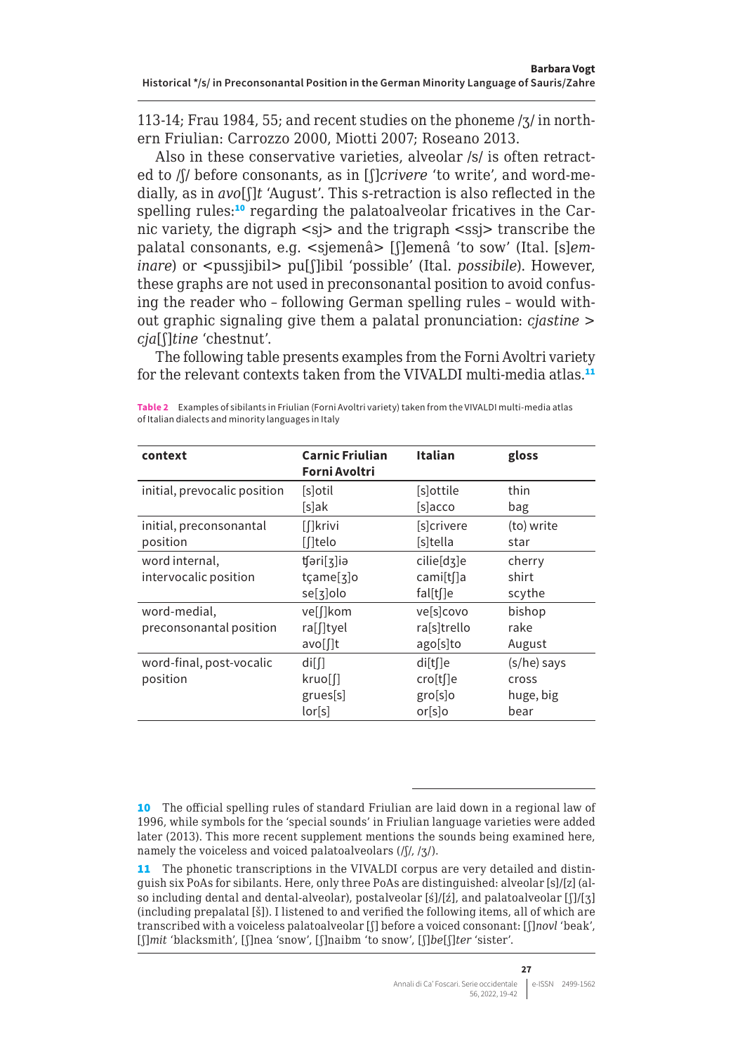113-14; Frau 1984, 55; and recent studies on the phoneme /ʒ/ in northern Friulian: Carrozzo 2000, Miotti 2007; Roseano 2013.

Also in these conservative varieties, alveolar /s/ is often retracted to /ʃ/ before consonants, as in [ʃ]*crivere* 'to write', and word-medially, as in *avo*[ʃ]*t* 'August'. This s-retraction is also reflected in the spelling rules:[10] regarding the palatoalveolar fricatives in the Carnic variety, the digraph <sj> and the trigraph <ssj> transcribe the palatal consonants, e.g. <sjemenâ> [ʃ]emenâ 'to sow' (Ital. [s]*eminare*) or <pussjibil> pu[ʃ]ibil 'possible' (Ital. *possibile*). However, these graphs are not used in preconsonantal position to avoid confusing the reader who – following German spelling rules – would without graphic signaling give them a palatal pronunciation: *cjastine* > *cja*[ʃ]*tine* 'chestnut'.

The following table presents examples from the Forni Avoltri variety for the relevant contexts taken from the VIVALDI multi-media atlas.[11]

**Table 2** Examples of sibilants in Friulian (Forni Avoltri variety) taken from the VIVALDI multi-media atlas of Italian dialects and minority languages in Italy

| context | Carnic Friulian Forni Avoltri | Italian | gloss |
|---|---|---|---|
| initial, prevocalic position | [s]otil<br>[s]ak | [s]ottile<br>[s]acco | thin<br>bag |
| initial, preconsonantal position | [ʃ]krivi<br>[ʃ]telo | [s]crivere<br>[s]tella | (to) write<br>star |
| word internal, intervocalic position | ʧəri[ʒ]iə<br>tçame[ʒ]o<br>se[ʒ]olo | cilie[dʒ]e<br>cami[tʃ]a<br>fal[tʃ]e | cherry<br>shirt<br>scythe |
| word-medial, preconsonantal position | ve[ʃ]kom<br>ra[ʃ]tyel<br>avo[ʃ]t | ve[s]covo<br>ra[s]trello<br>ago[s]to | bishop<br>rake<br>August |
| word-final, post-vocalic position | di[ʃ]<br>kruo[ʃ]<br>grues[s]<br>lor[s] | di[tʃ]e<br>cro[tʃ]e<br>gro[s]o<br>or[s]o | (s/he) says<br>cross<br>huge, big<br>bear |

---

10 The official spelling rules of standard Friulian are laid down in a regional law of 1996, while symbols for the 'special sounds' in Friulian language varieties were added later (2013). This more recent supplement mentions the sounds being examined here, namely the voiceless and voiced palatoalveolars (/ʃ/, /ʒ/).

11 The phonetic transcriptions in the VIVALDI corpus are very detailed and distinguish six PoAs for sibilants. Here, only three PoAs are distinguished: alveolar [s]/[z] (also including dental and dental-alveolar), postalveolar [ś]/[ź], and palatoalveolar [ʃ]/[ʒ] (including prepalatal [š]). I listened to and verified the following items, all of which are transcribed with a voiceless palatoalveolar [ʃ] before a voiced consonant: [ʃ]*novl* 'beak', [ʃ]*mit* 'blacksmith', [ʃ]nea 'snow', [ʃ]naibm 'to snow', [ʃ]*be*[ʃ]*ter* 'sister'.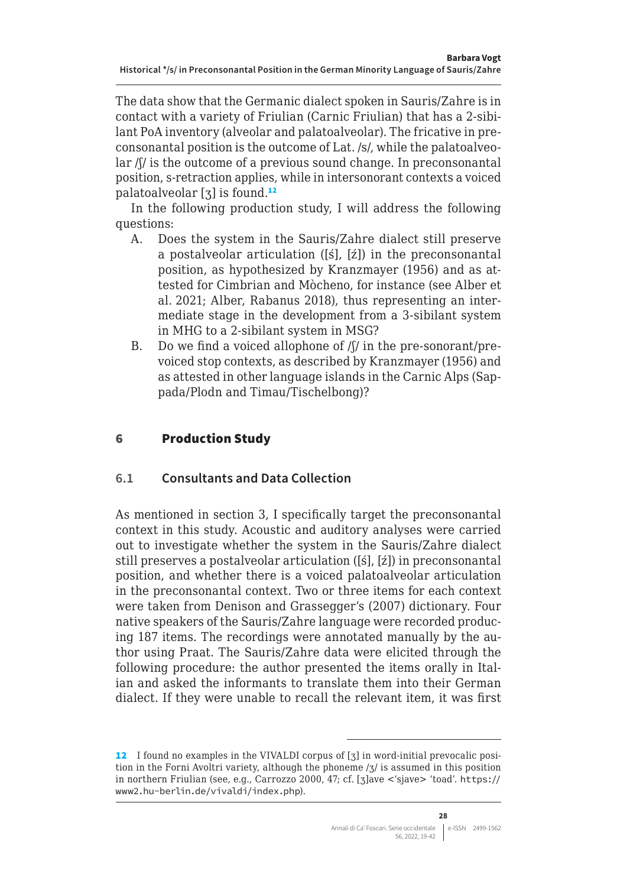The data show that the Germanic dialect spoken in Sauris/Zahre is in contact with a variety of Friulian (Carnic Friulian) that has a 2-sibilant PoA inventory (alveolar and palatoalveolar). The fricative in preconsonantal position is the outcome of Lat. /s/, while the palatoalveolar /ʃ/ is the outcome of a previous sound change. In preconsonantal position, s-retraction applies, while in intersonorant contexts a voiced palatoalveolar [ʒ] is found.[12]

In the following production study, I will address the following questions:

A. Does the system in the Sauris/Zahre dialect still preserve a postalveolar articulation ([ś], [ź]) in the preconsonantal position, as hypothesized by Kranzmayer (1956) and as attested for Cimbrian and Mòcheno, for instance (see Alber et al. 2021; Alber, Rabanus 2018), thus representing an intermediate stage in the development from a 3-sibilant system in MHG to a 2-sibilant system in MSG?

B. Do we find a voiced allophone of /ʃ/ in the pre-sonorant/pre-voiced stop contexts, as described by Kranzmayer (1956) and as attested in other language islands in the Carnic Alps (Sappada/Plodn and Timau/Tischelbong)?

## 6 Production Study

### 6.1 Consultants and Data Collection

As mentioned in section 3, I specifically target the preconsonantal context in this study. Acoustic and auditory analyses were carried out to investigate whether the system in the Sauris/Zahre dialect still preserves a postalveolar articulation ([ś], [ź]) in preconsonantal position, and whether there is a voiced palatoalveolar articulation in the preconsonantal context. Two or three items for each context were taken from Denison and Grassegger's (2007) dictionary. Four native speakers of the Sauris/Zahre language were recorded producing 187 items. The recordings were annotated manually by the author using Praat. The Sauris/Zahre data were elicited through the following procedure: the author presented the items orally in Italian and asked the informants to translate them into their German dialect. If they were unable to recall the relevant item, it was first

---

12 I found no examples in the VIVALDI corpus of [ʒ] in word-initial prevocalic position in the Forni Avoltri variety, although the phoneme /ʒ/ is assumed in this position in northern Friulian (see, e.g., Carrozzo 2000, 47; cf. [ʒ]ave <'sjave> 'toad'. https://www2.hu-berlin.de/vivaldi/index.php).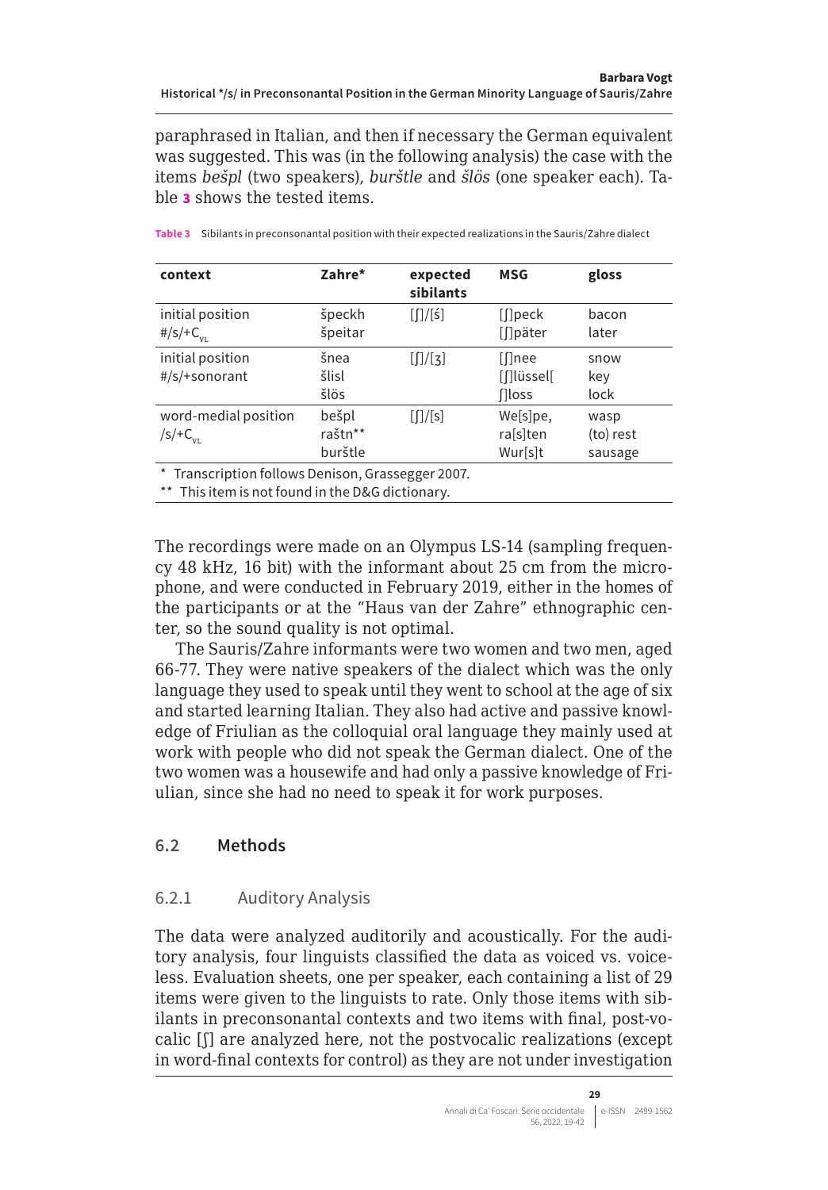paraphrased in Italian, and then if necessary the German equivalent was suggested. This was (in the following analysis) the case with the items *bešpl* (two speakers), *burštle* and *šlös* (one speaker each). Table **3** shows the tested items.

**Table 3** Sibilants in preconsonantal position with their expected realizations in the Sauris/Zahre dialect

| context | Zahre* | expected sibilants | MSG | gloss |
|---|---|---|---|---|
| initial position<br>#/s/+$C_{VL}$ | špeckh<br>špeitar | [ʃ]/[ś] | [ʃ]peck<br>[ʃ]päter | bacon<br>later |
| initial position<br>#/s/+sonorant | šnea<br>šlisl<br>šlös | [ʃ]/[ʒ] | [ʃ]nee<br>[ʃ]lüssel[<br>ʃ]loss | snow<br>key<br>lock |
| word-medial position<br>/s/+$C_{VL}$ | bešpl<br>raštn**<br>burštle | [ʃ]/[s] | We[s]pe,<br>ra[s]ten<br>Wur[s]t | wasp<br>(to) rest<br>sausage |

\* Transcription follows Denison, Grassegger 2007.
\** This item is not found in the D&G dictionary.

The recordings were made on an Olympus LS-14 (sampling frequency 48 kHz, 16 bit) with the informant about 25 cm from the microphone, and were conducted in February 2019, either in the homes of the participants or at the "Haus van der Zahre" ethnographic center, so the sound quality is not optimal.

The Sauris/Zahre informants were two women and two men, aged 66-77. They were native speakers of the dialect which was the only language they used to speak until they went to school at the age of six and started learning Italian. They also had active and passive knowledge of Friulian as the colloquial oral language they mainly used at work with people who did not speak the German dialect. One of the two women was a housewife and had only a passive knowledge of Friulian, since she had no need to speak it for work purposes.

### 6.2 Methods

#### 6.2.1 Auditory Analysis

The data were analyzed auditorily and acoustically. For the auditory analysis, four linguists classified the data as voiced vs. voiceless. Evaluation sheets, one per speaker, each containing a list of 29 items were given to the linguists to rate. Only those items with sibilants in preconsonantal contexts and two items with final, post-vocalic [ʃ] are analyzed here, not the postvocalic realizations (except in word-final contexts for control) as they are not under investigation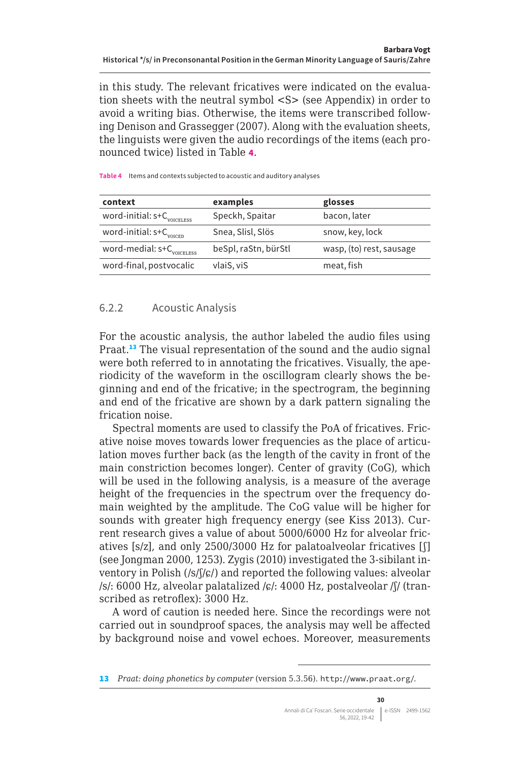in this study. The relevant fricatives were indicated on the evaluation sheets with the neutral symbol <S> (see Appendix) in order to avoid a writing bias. Otherwise, the items were transcribed following Denison and Grassegger (2007). Along with the evaluation sheets, the linguists were given the audio recordings of the items (each pronounced twice) listed in Table 4.

**Table 4** Items and contexts subjected to acoustic and auditory analyses

| context | examples | glosses |
|---|---|---|
| word-initial: s+C$_{\text{VOICELESS}}$ | Speckh, Spaitar | bacon, later |
| word-initial: s+C$_{\text{VOICED}}$ | Snea, Slisl, Slös | snow, key, lock |
| word-medial: s+C$_{\text{VOICELESS}}$ | beSpl, raStn, bürStl | wasp, (to) rest, sausage |
| word-final, postvocalic | vlaiS, viS | meat, fish |

### 6.2.2 Acoustic Analysis

For the acoustic analysis, the author labeled the audio files using Praat.[13] The visual representation of the sound and the audio signal were both referred to in annotating the fricatives. Visually, the aperiodicity of the waveform in the oscillogram clearly shows the beginning and end of the fricative; in the spectrogram, the beginning and end of the fricative are shown by a dark pattern signaling the frication noise.

Spectral moments are used to classify the PoA of fricatives. Fricative noise moves towards lower frequencies as the place of articulation moves further back (as the length of the cavity in front of the main constriction becomes longer). Center of gravity (CoG), which will be used in the following analysis, is a measure of the average height of the frequencies in the spectrum over the frequency domain weighted by the amplitude. The CoG value will be higher for sounds with greater high frequency energy (see Kiss 2013). Current research gives a value of about 5000/6000 Hz for alveolar fricatives [s/z], and only 2500/3000 Hz for palatoalveolar fricatives [ʃ] (see Jongman 2000, 1253). Zygis (2010) investigated the 3-sibilant inventory in Polish (/s/ʃ/ɕ/) and reported the following values: alveolar /s/: 6000 Hz, alveolar palatalized /ɕ/: 4000 Hz, postalveolar /ʃ/ (transcribed as retroflex): 3000 Hz.

A word of caution is needed here. Since the recordings were not carried out in soundproof spaces, the analysis may well be affected by background noise and vowel echoes. Moreover, measurements

---

13 *Praat: doing phonetics by computer* (version 5.3.56). http://www.praat.org/.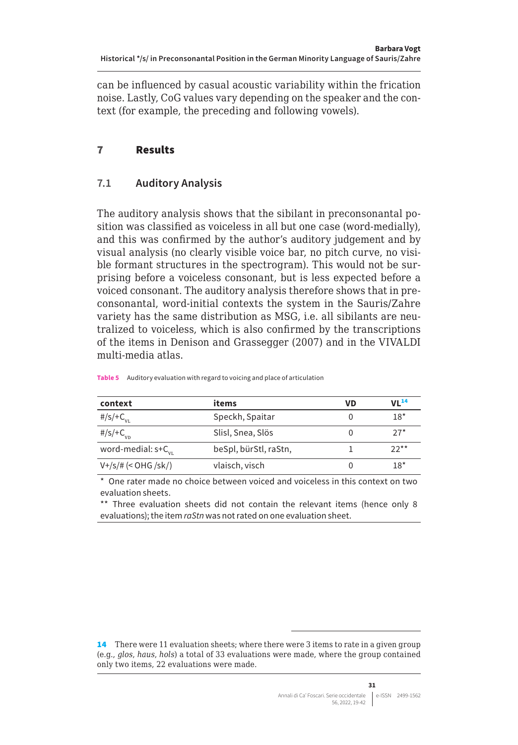can be influenced by casual acoustic variability within the frication noise. Lastly, CoG values vary depending on the speaker and the context (for example, the preceding and following vowels).

## 7 Results

### 7.1 Auditory Analysis

The auditory analysis shows that the sibilant in preconsonantal position was classified as voiceless in all but one case (word-medially), and this was confirmed by the author's auditory judgement and by visual analysis (no clearly visible voice bar, no pitch curve, no visible formant structures in the spectrogram). This would not be surprising before a voiceless consonant, but is less expected before a voiced consonant. The auditory analysis therefore shows that in preconsonantal, word-initial contexts the system in the Sauris/Zahre variety has the same distribution as MSG, i.e. all sibilants are neutralized to voiceless, which is also confirmed by the transcriptions of the items in Denison and Grassegger (2007) and in the VIVALDI multi-media atlas.

**Table 5** Auditory evaluation with regard to voicing and place of articulation

| context | items | VD | VL[14] |
|---|---|---|---|
| #/s/+$C_{VL}$ | Speckh, Spaitar | 0 | 18* |
| #/s/+$C_{VD}$ | Slisl, Snea, Slös | 0 | 27* |
| word-medial: s+$C_{VL}$ | beSpl, bürStl, raStn, | 1 | 22** |
| V+/s/# (< OHG /sk/) | vlaisch, visch | 0 | 18* |

\* One rater made no choice between voiced and voiceless in this context on two evaluation sheets.

\** Three evaluation sheets did not contain the relevant items (hence only 8 evaluations); the item *raStn* was not rated on one evaluation sheet.

14 There were 11 evaluation sheets; where there were 3 items to rate in a given group (e.g., *glos*, *haus*, *hols*) a total of 33 evaluations were made, where the group contained only two items, 22 evaluations were made.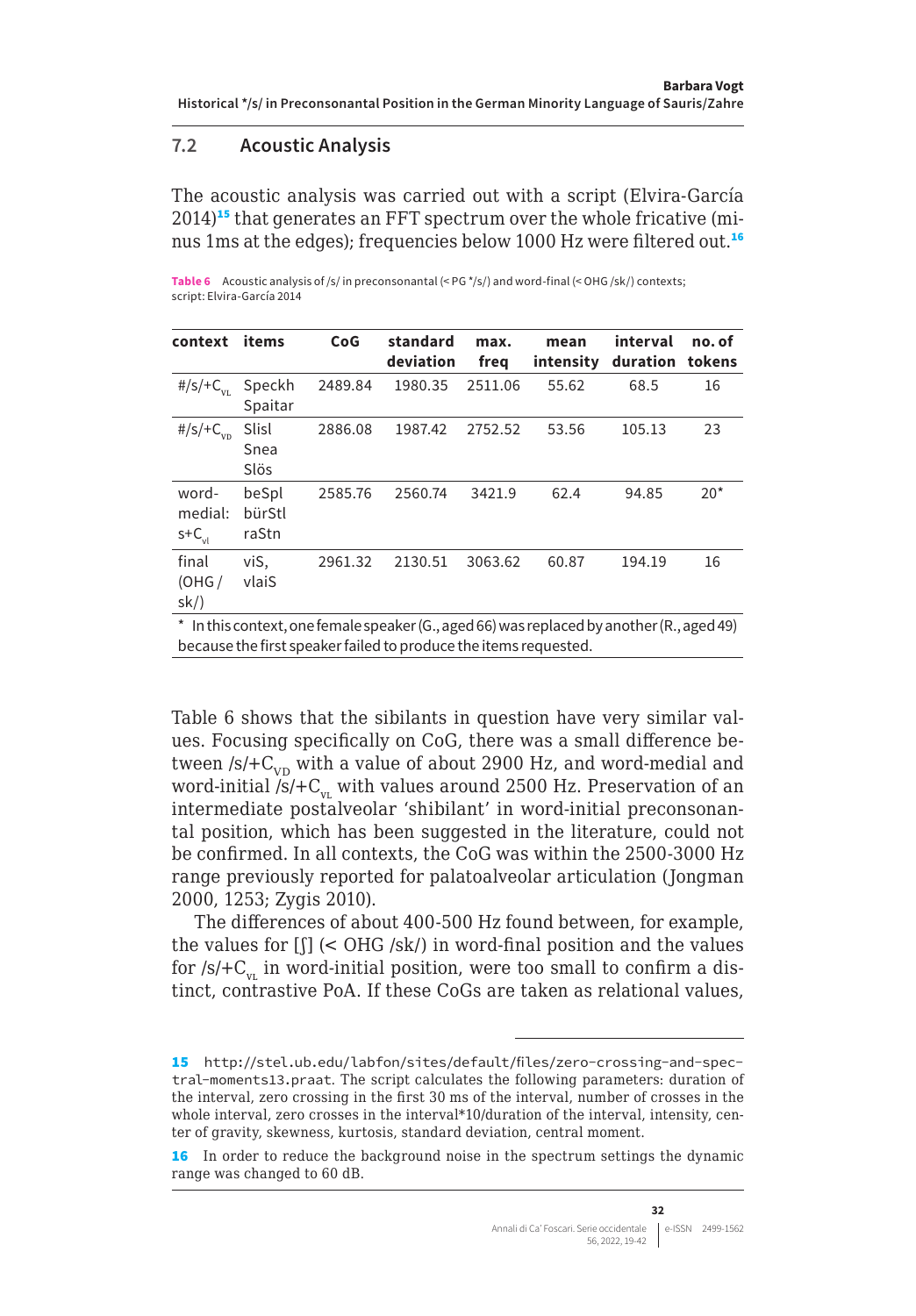## 7.2 Acoustic Analysis

The acoustic analysis was carried out with a script (Elvira-García 2014)[15] that generates an FFT spectrum over the whole fricative (minus 1ms at the edges); frequencies below 1000 Hz were filtered out.[16]

**Table 6** Acoustic analysis of /s/ in preconsonantal (< PG */s/) and word-final (< OHG /sk/) contexts; script: Elvira-García 2014

| context | items | CoG | standard deviation | max. freq | mean intensity | interval duration | no. of tokens |
|---|---|---|---|---|---|---|---|
| #/s/+$C_{VL}$ | Speckh Spaitar | 2489.84 | 1980.35 | 2511.06 | 55.62 | 68.5 | 16 |
| #/s/+$C_{VD}$ | Slisl Snea Slös | 2886.08 | 1987.42 | 2752.52 | 53.56 | 105.13 | 23 |
| word-medial: s+$C_{vl}$ | beSpl bürStl raStn | 2585.76 | 2560.74 | 3421.9 | 62.4 | 94.85 | 20* |
| final (OHG / sk/) | viS, vlaiS | 2961.32 | 2130.51 | 3063.62 | 60.87 | 194.19 | 16 |

\* In this context, one female speaker (G., aged 66) was replaced by another (R., aged 49) because the first speaker failed to produce the items requested.

Table 6 shows that the sibilants in question have very similar values. Focusing specifically on CoG, there was a small difference between /s/+$C_{VD}$ with a value of about 2900 Hz, and word-medial and word-initial /s/+$C_{VL}$ with values around 2500 Hz. Preservation of an intermediate postalveolar 'shibilant' in word-initial preconsonantal position, which has been suggested in the literature, could not be confirmed. In all contexts, the CoG was within the 2500-3000 Hz range previously reported for palatoalveolar articulation (Jongman 2000, 1253; Zygis 2010).

The differences of about 400-500 Hz found between, for example, the values for [ʃ] (< OHG /sk/) in word-final position and the values for /s/+$C_{VL}$ in word-initial position, were too small to confirm a distinct, contrastive PoA. If these CoGs are taken as relational values,

---

15 http://stel.ub.edu/labfon/sites/default/files/zero-crossing-and-spectral-moments13.praat. The script calculates the following parameters: duration of the interval, zero crossing in the first 30 ms of the interval, number of crosses in the whole interval, zero crosses in the interval*10/duration of the interval, intensity, center of gravity, skewness, kurtosis, standard deviation, central moment.

16 In order to reduce the background noise in the spectrum settings the dynamic range was changed to 60 dB.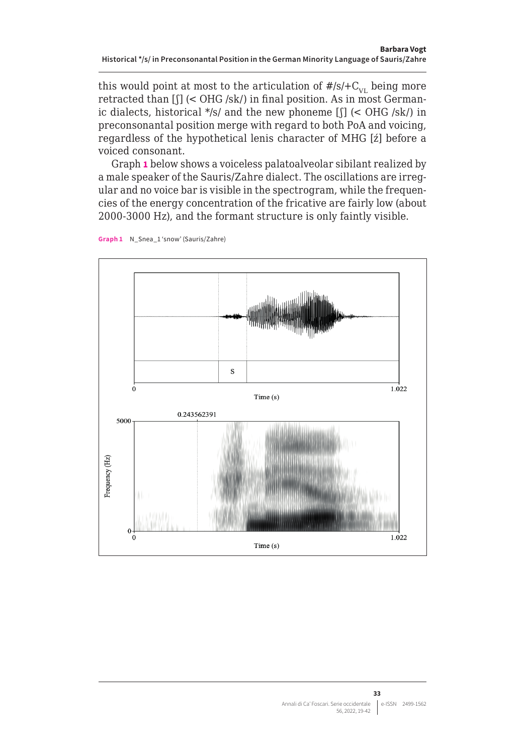this would point at most to the articulation of #/s/+$C_{VL}$ being more retracted than [ʃ] (< OHG /sk/) in final position. As in most Germanic dialects, historical */s/ and the new phoneme [ʃ] (< OHG /sk/) in preconsonantal position merge with regard to both PoA and voicing, regardless of the hypothetical lenis character of MHG [ź] before a voiced consonant.

Graph 1 below shows a voiceless palatoalveolar sibilant realized by a male speaker of the Sauris/Zahre dialect. The oscillations are irregular and no voice bar is visible in the spectrogram, while the frequencies of the energy concentration of the fricative are fairly low (about 2000-3000 Hz), and the formant structure is only faintly visible.

**Graph 1** N_Snea_1 'snow' (Sauris/Zahre)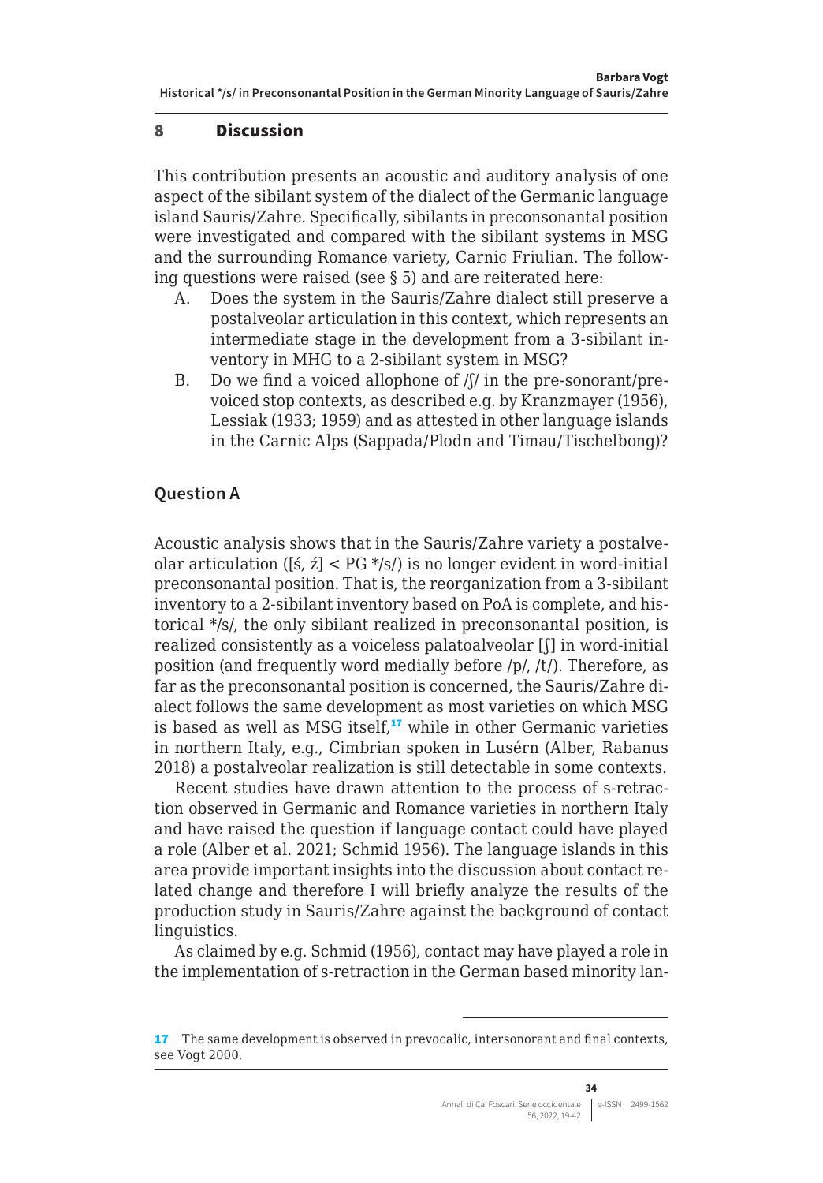## 8 Discussion

This contribution presents an acoustic and auditory analysis of one aspect of the sibilant system of the dialect of the Germanic language island Sauris/Zahre. Specifically, sibilants in preconsonantal position were investigated and compared with the sibilant systems in MSG and the surrounding Romance variety, Carnic Friulian. The following questions were raised (see § 5) and are reiterated here:

A. Does the system in the Sauris/Zahre dialect still preserve a postalveolar articulation in this context, which represents an intermediate stage in the development from a 3-sibilant inventory in MHG to a 2-sibilant system in MSG?

B. Do we find a voiced allophone of /ʃ/ in the pre-sonorant/pre-voiced stop contexts, as described e.g. by Kranzmayer (1956), Lessiak (1933; 1959) and as attested in other language islands in the Carnic Alps (Sappada/Plodn and Timau/Tischelbong)?

### Question A

Acoustic analysis shows that in the Sauris/Zahre variety a postalveolar articulation ([ś, ź] < PG */s/) is no longer evident in word-initial preconsonantal position. That is, the reorganization from a 3-sibilant inventory to a 2-sibilant inventory based on PoA is complete, and historical */s/, the only sibilant realized in preconsonantal position, is realized consistently as a voiceless palatoalveolar [ʃ] in word-initial position (and frequently word medially before /p/, /t/). Therefore, as far as the preconsonantal position is concerned, the Sauris/Zahre dialect follows the same development as most varieties on which MSG is based as well as MSG itself,[17] while in other Germanic varieties in northern Italy, e.g., Cimbrian spoken in Lusérn (Alber, Rabanus 2018) a postalveolar realization is still detectable in some contexts.

Recent studies have drawn attention to the process of s-retraction observed in Germanic and Romance varieties in northern Italy and have raised the question if language contact could have played a role (Alber et al. 2021; Schmid 1956). The language islands in this area provide important insights into the discussion about contact related change and therefore I will briefly analyze the results of the production study in Sauris/Zahre against the background of contact linguistics.

As claimed by e.g. Schmid (1956), contact may have played a role in the implementation of s-retraction in the German based minority lan-

---

[17] The same development is observed in prevocalic, intersonorant and final contexts, see Vogt 2000.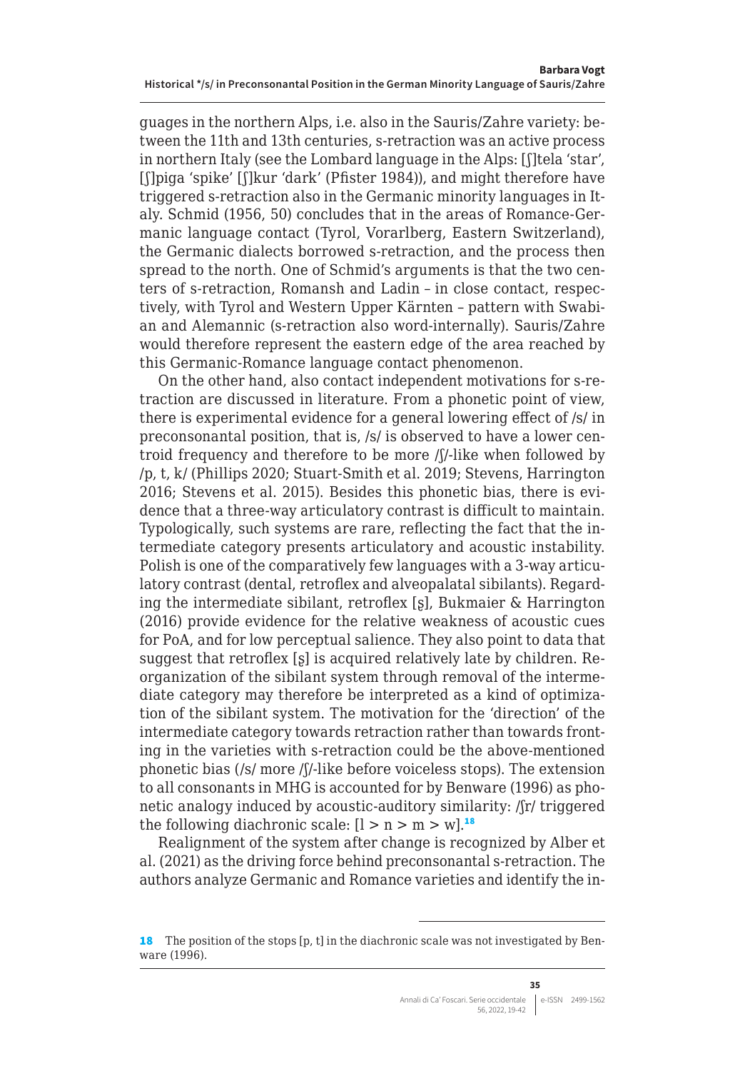guages in the northern Alps, i.e. also in the Sauris/Zahre variety: between the 11th and 13th centuries, s-retraction was an active process in northern Italy (see the Lombard language in the Alps: [ʃ]tela 'star', [ʃ]piga 'spike' [ʃ]kur 'dark' (Pfister 1984)), and might therefore have triggered s-retraction also in the Germanic minority languages in Italy. Schmid (1956, 50) concludes that in the areas of Romance-Germanic language contact (Tyrol, Vorarlberg, Eastern Switzerland), the Germanic dialects borrowed s-retraction, and the process then spread to the north. One of Schmid's arguments is that the two centers of s-retraction, Romansh and Ladin – in close contact, respectively, with Tyrol and Western Upper Kärnten – pattern with Swabian and Alemannic (s-retraction also word-internally). Sauris/Zahre would therefore represent the eastern edge of the area reached by this Germanic-Romance language contact phenomenon.

On the other hand, also contact independent motivations for s-retraction are discussed in literature. From a phonetic point of view, there is experimental evidence for a general lowering effect of /s/ in preconsonantal position, that is, /s/ is observed to have a lower centroid frequency and therefore to be more /ʃ/-like when followed by /p, t, k/ (Phillips 2020; Stuart-Smith et al. 2019; Stevens, Harrington 2016; Stevens et al. 2015). Besides this phonetic bias, there is evidence that a three-way articulatory contrast is difficult to maintain. Typologically, such systems are rare, reflecting the fact that the intermediate category presents articulatory and acoustic instability. Polish is one of the comparatively few languages with a 3-way articulatory contrast (dental, retroflex and alveopalatal sibilants). Regarding the intermediate sibilant, retroflex [ʂ], Bukmaier & Harrington (2016) provide evidence for the relative weakness of acoustic cues for PoA, and for low perceptual salience. They also point to data that suggest that retroflex [ʂ] is acquired relatively late by children. Reorganization of the sibilant system through removal of the intermediate category may therefore be interpreted as a kind of optimization of the sibilant system. The motivation for the 'direction' of the intermediate category towards retraction rather than towards fronting in the varieties with s-retraction could be the above-mentioned phonetic bias (/s/ more /ʃ/-like before voiceless stops). The extension to all consonants in MHG is accounted for by Benware (1996) as phonetic analogy induced by acoustic-auditory similarity: /ʃr/ triggered the following diachronic scale: [l > n > m > w].[18]

Realignment of the system after change is recognized by Alber et al. (2021) as the driving force behind preconsonantal s-retraction. The authors analyze Germanic and Romance varieties and identify the in-

[18] The position of the stops [p, t] in the diachronic scale was not investigated by Benware (1996).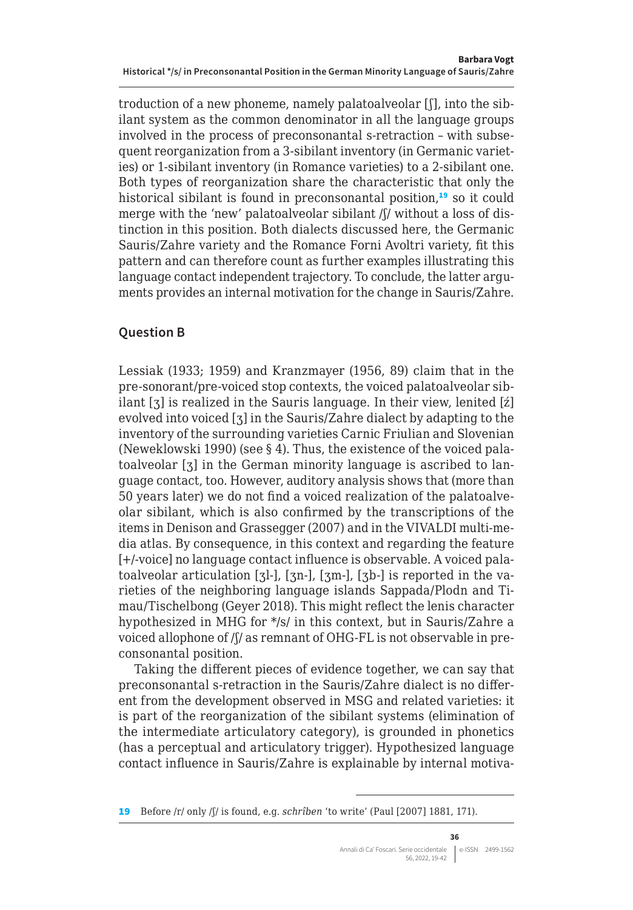troduction of a new phoneme, namely palatoalveolar [ʃ], into the sibilant system as the common denominator in all the language groups involved in the process of preconsonantal s-retraction – with subsequent reorganization from a 3-sibilant inventory (in Germanic varieties) or 1-sibilant inventory (in Romance varieties) to a 2-sibilant one. Both types of reorganization share the characteristic that only the historical sibilant is found in preconsonantal position,[19] so it could merge with the 'new' palatoalveolar sibilant /ʃ/ without a loss of distinction in this position. Both dialects discussed here, the Germanic Sauris/Zahre variety and the Romance Forni Avoltri variety, fit this pattern and can therefore count as further examples illustrating this language contact independent trajectory. To conclude, the latter arguments provides an internal motivation for the change in Sauris/Zahre.

## Question B

Lessiak (1933; 1959) and Kranzmayer (1956, 89) claim that in the pre-sonorant/pre-voiced stop contexts, the voiced palatoalveolar sibilant [ʒ] is realized in the Sauris language. In their view, lenited [ź] evolved into voiced [ʒ] in the Sauris/Zahre dialect by adapting to the inventory of the surrounding varieties Carnic Friulian and Slovenian (Neweklowski 1990) (see § 4). Thus, the existence of the voiced palatoalveolar [ʒ] in the German minority language is ascribed to language contact, too. However, auditory analysis shows that (more than 50 years later) we do not find a voiced realization of the palatoalveolar sibilant, which is also confirmed by the transcriptions of the items in Denison and Grassegger (2007) and in the VIVALDI multi-media atlas. By consequence, in this context and regarding the feature [+/-voice] no language contact influence is observable. A voiced palatoalveolar articulation [ʒl-], [ʒn-], [ʒm-], [ʒb-] is reported in the varieties of the neighboring language islands Sappada/Plodn and Timau/Tischelbong (Geyer 2018). This might reflect the lenis character hypothesized in MHG for */s/ in this context, but in Sauris/Zahre a voiced allophone of /ʃ/ as remnant of OHG-FL is not observable in preconsonantal position.

Taking the different pieces of evidence together, we can say that preconsonantal s-retraction in the Sauris/Zahre dialect is no different from the development observed in MSG and related varieties: it is part of the reorganization of the sibilant systems (elimination of the intermediate articulatory category), is grounded in phonetics (has a perceptual and articulatory trigger). Hypothesized language contact influence in Sauris/Zahre is explainable by internal motiva-

19 Before /r/ only /ʃ/ is found, e.g. *schrîben* 'to write' (Paul [2007] 1881, 171).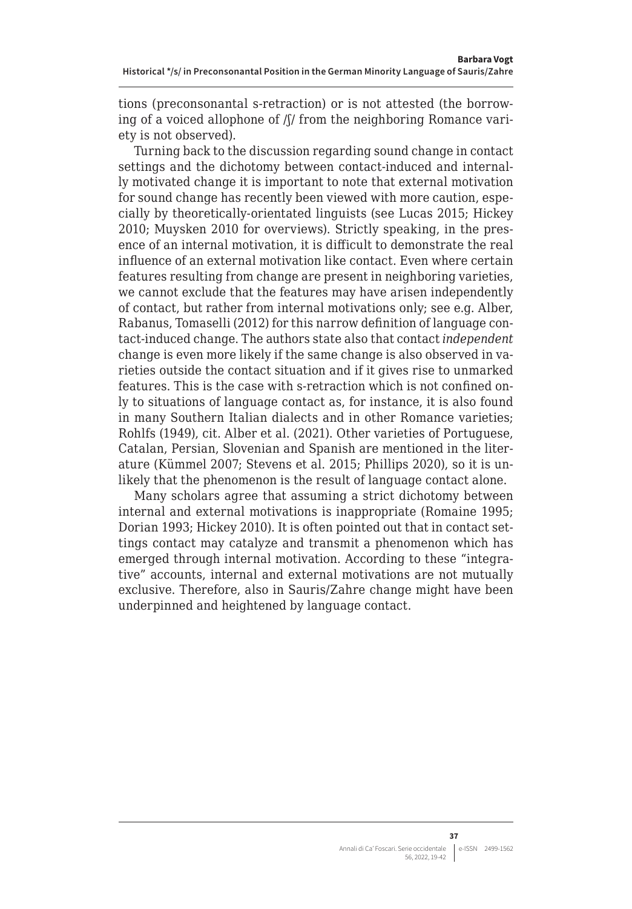tions (preconsonantal s-retraction) or is not attested (the borrowing of a voiced allophone of /ʃ/ from the neighboring Romance variety is not observed).

Turning back to the discussion regarding sound change in contact settings and the dichotomy between contact-induced and internally motivated change it is important to note that external motivation for sound change has recently been viewed with more caution, especially by theoretically-orientated linguists (see Lucas 2015; Hickey 2010; Muysken 2010 for overviews). Strictly speaking, in the presence of an internal motivation, it is difficult to demonstrate the real influence of an external motivation like contact. Even where certain features resulting from change are present in neighboring varieties, we cannot exclude that the features may have arisen independently of contact, but rather from internal motivations only; see e.g. Alber, Rabanus, Tomaselli (2012) for this narrow definition of language contact-induced change. The authors state also that contact *independent* change is even more likely if the same change is also observed in varieties outside the contact situation and if it gives rise to unmarked features. This is the case with s-retraction which is not confined only to situations of language contact as, for instance, it is also found in many Southern Italian dialects and in other Romance varieties; Rohlfs (1949), cit. Alber et al. (2021). Other varieties of Portuguese, Catalan, Persian, Slovenian and Spanish are mentioned in the literature (Kümmel 2007; Stevens et al. 2015; Phillips 2020), so it is unlikely that the phenomenon is the result of language contact alone.

Many scholars agree that assuming a strict dichotomy between internal and external motivations is inappropriate (Romaine 1995; Dorian 1993; Hickey 2010). It is often pointed out that in contact settings contact may catalyze and transmit a phenomenon which has emerged through internal motivation. According to these "integrative" accounts, internal and external motivations are not mutually exclusive. Therefore, also in Sauris/Zahre change might have been underpinned and heightened by language contact.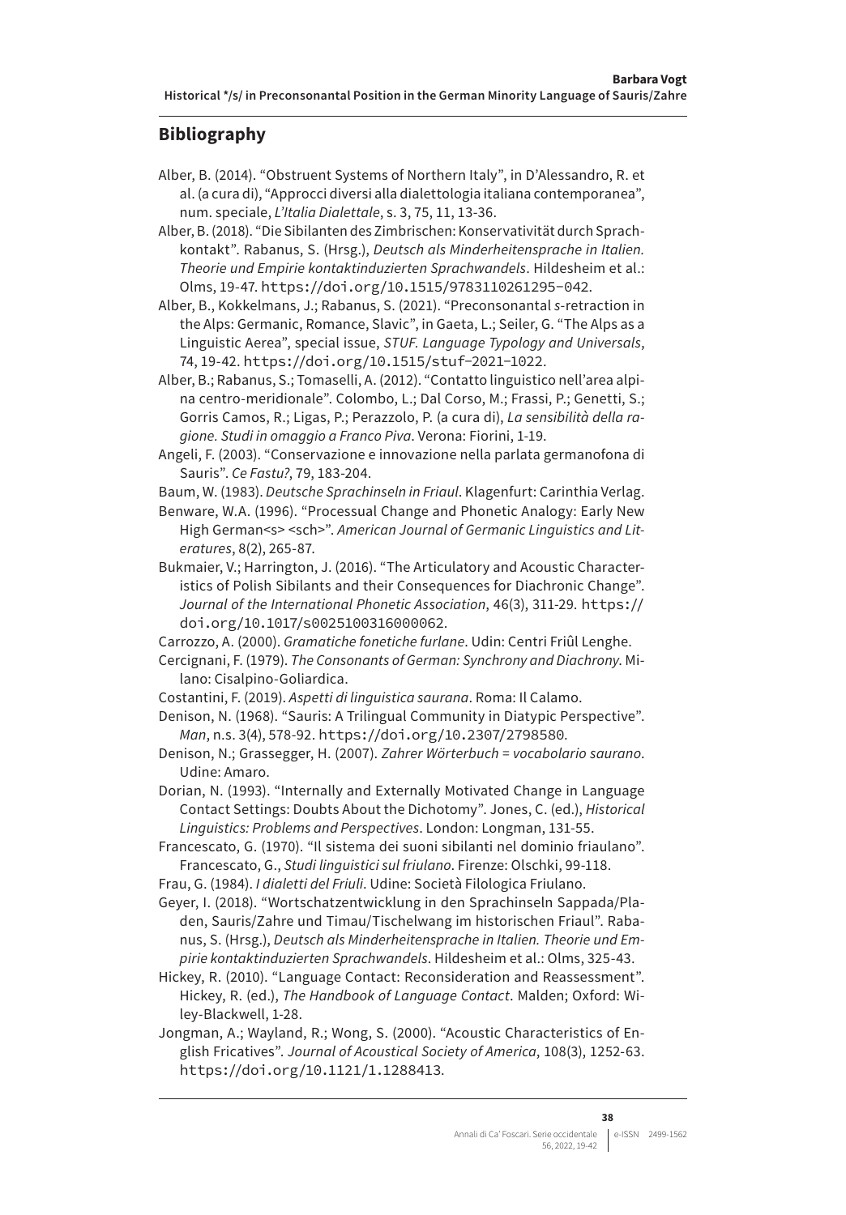## Bibliography

Alber, B. (2014). "Obstruent Systems of Northern Italy", in D'Alessandro, R. et al. (a cura di), "Approcci diversi alla dialettologia italiana contemporanea", num. speciale, *L'Italia Dialettale*, s. 3, 75, 11, 13-36.

Alber, B. (2018). "Die Sibilanten des Zimbrischen: Konservativität durch Sprachkontakt". Rabanus, S. (Hrsg.), *Deutsch als Minderheitensprache in Italien. Theorie und Empirie kontaktinduzierten Sprachwandels*. Hildesheim et al.: Olms, 19-47. https://doi.org/10.1515/9783110261295-042.

Alber, B., Kokkelmans, J.; Rabanus, S. (2021). "Preconsonantal *s*-retraction in the Alps: Germanic, Romance, Slavic", in Gaeta, L.; Seiler, G. "The Alps as a Linguistic Aerea", special issue, *STUF. Language Typology and Universals*, 74, 19-42. https://doi.org/10.1515/stuf-2021-1022.

Alber, B.; Rabanus, S.; Tomaselli, A. (2012). "Contatto linguistico nell'area alpina centro-meridionale". Colombo, L.; Dal Corso, M.; Frassi, P.; Genetti, S.; Gorris Camos, R.; Ligas, P.; Perazzolo, P. (a cura di), *La sensibilità della ragione. Studi in omaggio a Franco Piva*. Verona: Fiorini, 1-19.

Angeli, F. (2003). "Conservazione e innovazione nella parlata germanofona di Sauris". *Ce Fastu?*, 79, 183-204.

Baum, W. (1983). *Deutsche Sprachinseln in Friaul*. Klagenfurt: Carinthia Verlag.

Benware, W.A. (1996). "Processual Change and Phonetic Analogy: Early New High German<s> <sch>". *American Journal of Germanic Linguistics and Literatures*, 8(2), 265-87.

Bukmaier, V.; Harrington, J. (2016). "The Articulatory and Acoustic Characteristics of Polish Sibilants and their Consequences for Diachronic Change". *Journal of the International Phonetic Association*, 46(3), 311-29. https://doi.org/10.1017/s0025100316000062.

Carrozzo, A. (2000). *Gramatiche fonetiche furlane*. Udin: Centri Friûl Lenghe.

Cercignani, F. (1979). *The Consonants of German: Synchrony and Diachrony*. Milano: Cisalpino-Goliardica.

Costantini, F. (2019). *Aspetti di linguistica saurana*. Roma: Il Calamo.

Denison, N. (1968). "Sauris: A Trilingual Community in Diatypic Perspective". *Man*, n.s. 3(4), 578-92. https://doi.org/10.2307/2798580.

Denison, N.; Grassegger, H. (2007). *Zahrer Wörterbuch = vocabolario saurano*. Udine: Amaro.

Dorian, N. (1993). "Internally and Externally Motivated Change in Language Contact Settings: Doubts About the Dichotomy". Jones, C. (ed.), *Historical Linguistics: Problems and Perspectives*. London: Longman, 131-55.

Francescato, G. (1970). "Il sistema dei suoni sibilanti nel dominio friaulano". Francescato, G., *Studi linguistici sul friulano*. Firenze: Olschki, 99-118.

Frau, G. (1984). *I dialetti del Friuli*. Udine: Società Filologica Friulano.

Geyer, I. (2018). "Wortschatzentwicklung in den Sprachinseln Sappada/Pladen, Sauris/Zahre und Timau/Tischelwang im historischen Friaul". Rabanus, S. (Hrsg.), *Deutsch als Minderheitensprache in Italien. Theorie und Empirie kontaktinduzierten Sprachwandels*. Hildesheim et al.: Olms, 325-43.

Hickey, R. (2010). "Language Contact: Reconsideration and Reassessment". Hickey, R. (ed.), *The Handbook of Language Contact*. Malden; Oxford: Wiley-Blackwell, 1-28.

Jongman, A.; Wayland, R.; Wong, S. (2000). "Acoustic Characteristics of English Fricatives". *Journal of Acoustical Society of America*, 108(3), 1252-63. https://doi.org/10.1121/1.1288413.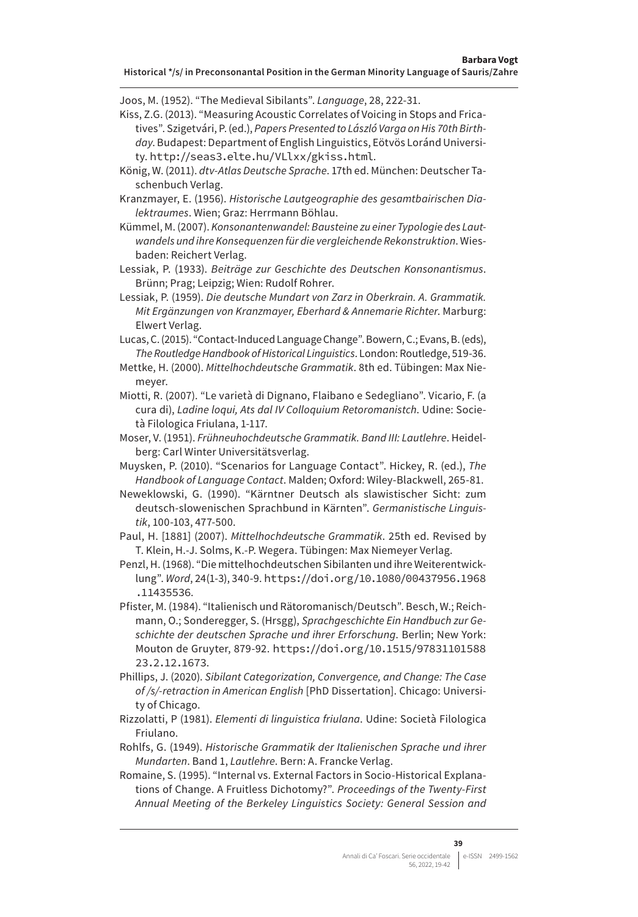Joos, M. (1952). "The Medieval Sibilants". *Language*, 28, 222-31.

Kiss, Z.G. (2013). "Measuring Acoustic Correlates of Voicing in Stops and Fricatives". Szigetvári, P. (ed.), *Papers Presented to László Varga on His 70th Birthday*. Budapest: Department of English Linguistics, Eötvös Loránd University. http://seas3.elte.hu/VLlxx/gkiss.html.

König, W. (2011). *dtv-Atlas Deutsche Sprache*. 17th ed. München: Deutscher Taschenbuch Verlag.

Kranzmayer, E. (1956). *Historische Lautgeographie des gesamtbairischen Dialektraumes*. Wien; Graz: Herrmann Böhlau.

Kümmel, M. (2007). *Konsonantenwandel: Bausteine zu einer Typologie des Lautwandels und ihre Konsequenzen für die vergleichende Rekonstruktion*. Wiesbaden: Reichert Verlag.

Lessiak, P. (1933). *Beiträge zur Geschichte des Deutschen Konsonantismus*. Brünn; Prag; Leipzig; Wien: Rudolf Rohrer.

Lessiak, P. (1959). *Die deutsche Mundart von Zarz in Oberkrain. A. Grammatik. Mit Ergänzungen von Kranzmayer, Eberhard & Annemarie Richter.* Marburg: Elwert Verlag.

Lucas, C. (2015). "Contact-Induced Language Change". Bowern, C.; Evans, B. (eds), *The Routledge Handbook of Historical Linguistics*. London: Routledge, 519-36.

Mettke, H. (2000). *Mittelhochdeutsche Grammatik*. 8th ed. Tübingen: Max Niemeyer.

Miotti, R. (2007). "Le varietà di Dignano, Flaibano e Sedegliano". Vicario, F. (a cura di), *Ladine loqui, Ats dal IV Colloquium Retoromanistch*. Udine: Società Filologica Friulana, 1-117.

Moser, V. (1951). *Frühneuhochdeutsche Grammatik. Band III: Lautlehre*. Heidelberg: Carl Winter Universitätsverlag.

Muysken, P. (2010). "Scenarios for Language Contact". Hickey, R. (ed.), *The Handbook of Language Contact*. Malden; Oxford: Wiley-Blackwell, 265-81.

Neweklowski, G. (1990). "Kärntner Deutsch als slawistischer Sicht: zum deutsch-slowenischen Sprachbund in Kärnten". *Germanistische Linguistik*, 100-103, 477-500.

Paul, H. [1881] (2007). *Mittelhochdeutsche Grammatik*. 25th ed. Revised by T. Klein, H.-J. Solms, K.-P. Wegera. Tübingen: Max Niemeyer Verlag.

Penzl, H. (1968). "Die mittelhochdeutschen Sibilanten und ihre Weiterentwicklung". *Word*, 24(1-3), 340-9. https://doi.org/10.1080/00437956.1968.11435536.

Pfister, M. (1984). "Italienisch und Rätoromanisch/Deutsch". Besch, W.; Reichmann, O.; Sonderegger, S. (Hrsgg), *Sprachgeschichte Ein Handbuch zur Geschichte der deutschen Sprache und ihrer Erforschung.* Berlin; New York: Mouton de Gruyter, 879-92. https://doi.org/10.1515/9783110158823.2.12.1673.

Phillips, J. (2020). *Sibilant Categorization, Convergence, and Change: The Case of /s/-retraction in American English* [PhD Dissertation]. Chicago: University of Chicago.

Rizzolatti, P (1981). *Elementi di linguistica friulana*. Udine: Società Filologica Friulano.

Rohlfs, G. (1949). *Historische Grammatik der Italienischen Sprache und ihrer Mundarten*. Band 1, *Lautlehre*. Bern: A. Francke Verlag.

Romaine, S. (1995). "Internal vs. External Factors in Socio-Historical Explanations of Change. A Fruitless Dichotomy?". *Proceedings of the Twenty-First Annual Meeting of the Berkeley Linguistics Society: General Session and*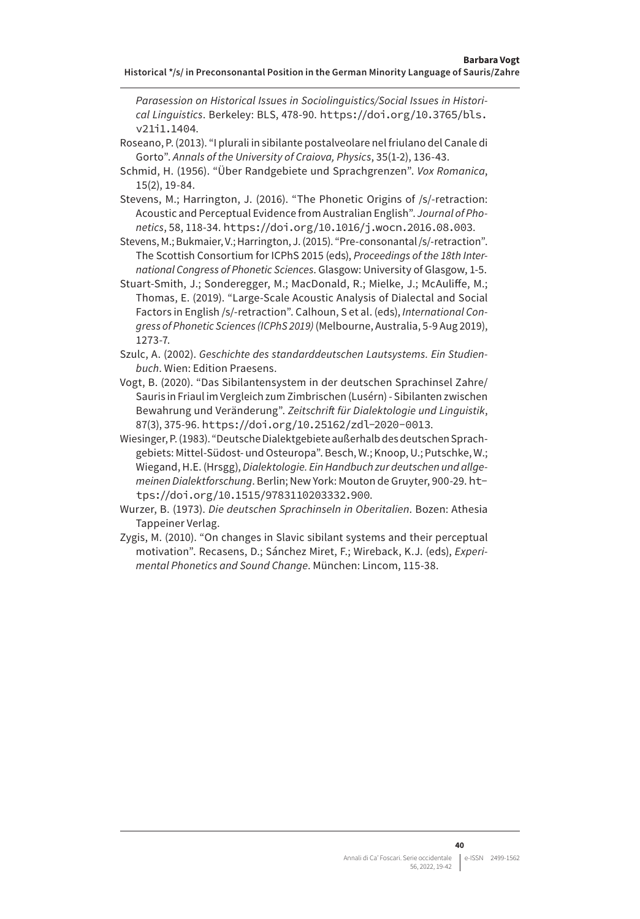*Parasession on Historical Issues in Sociolinguistics/Social Issues in Historical Linguistics*. Berkeley: BLS, 478-90. https://doi.org/10.3765/bls.v21i1.1404.

Roseano, P. (2013). "I plurali in sibilante postalveolare nel friulano del Canale di Gorto". *Annals of the University of Craiova, Physics*, 35(1-2), 136-43.

Schmid, H. (1956). "Über Randgebiete und Sprachgrenzen". *Vox Romanica*, 15(2), 19-84.

Stevens, M.; Harrington, J. (2016). "The Phonetic Origins of /s/-retraction: Acoustic and Perceptual Evidence from Australian English". *Journal of Phonetics*, 58, 118-34. https://doi.org/10.1016/j.wocn.2016.08.003.

Stevens, M.; Bukmaier, V.; Harrington, J. (2015). "Pre-consonantal /s/-retraction". The Scottish Consortium for ICPhS 2015 (eds), *Proceedings of the 18th International Congress of Phonetic Sciences*. Glasgow: University of Glasgow, 1-5.

Stuart-Smith, J.; Sonderegger, M.; MacDonald, R.; Mielke, J.; McAuliffe, M.; Thomas, E. (2019). "Large-Scale Acoustic Analysis of Dialectal and Social Factors in English /s/-retraction". Calhoun, S et al. (eds), *International Congress of Phonetic Sciences (ICPhS 2019)* (Melbourne, Australia, 5-9 Aug 2019), 1273-7.

Szulc, A. (2002). *Geschichte des standarddeutschen Lautsystems. Ein Studienbuch*. Wien: Edition Praesens.

Vogt, B. (2020). "Das Sibilantensystem in der deutschen Sprachinsel Zahre/Sauris in Friaul im Vergleich zum Zimbrischen (Lusérn) - Sibilanten zwischen Bewahrung und Veränderung". *Zeitschrift für Dialektologie und Linguistik*, 87(3), 375-96. https://doi.org/10.25162/zdl-2020-0013.

Wiesinger, P. (1983). "Deutsche Dialektgebiete außerhalb des deutschen Sprachgebiets: Mittel-Südost- und Osteuropa". Besch, W.; Knoop, U.; Putschke, W.; Wiegand, H.E. (Hrsgg), *Dialektologie. Ein Handbuch zur deutschen und allgemeinen Dialektforschung*. Berlin; New York: Mouton de Gruyter, 900-29. https://doi.org/10.1515/9783110203332.900.

Wurzer, B. (1973). *Die deutschen Sprachinseln in Oberitalien*. Bozen: Athesia Tappeiner Verlag.

Zygis, M. (2010). "On changes in Slavic sibilant systems and their perceptual motivation". Recasens, D.; Sánchez Miret, F.; Wireback, K.J. (eds), *Experimental Phonetics and Sound Change*. München: Lincom, 115-38.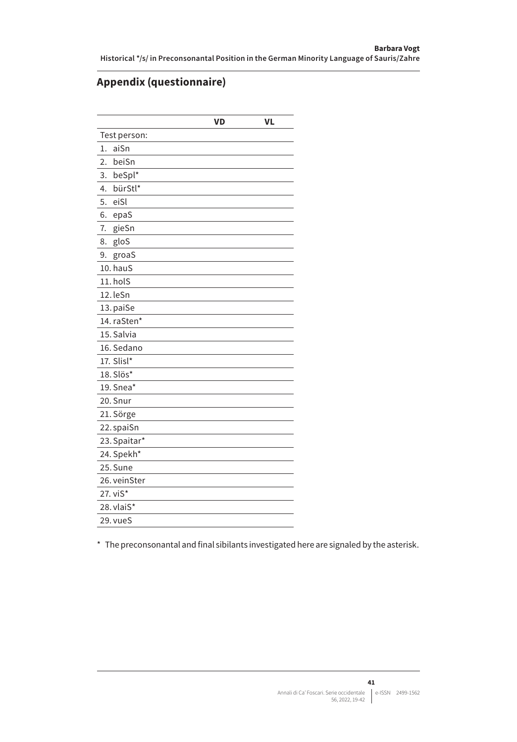## Appendix (questionnaire)

| | VD | VL |
|---|---|---|
| Test person: | | |
| 1. aiSn | | |
| 2. beiSn | | |
| 3. beSpl* | | |
| 4. bürStl* | | |
| 5. eiSl | | |
| 6. epaS | | |
| 7. gieSn | | |
| 8. gloS | | |
| 9. groaS | | |
| 10. hauS | | |
| 11. holS | | |
| 12. leSn | | |
| 13. paiSe | | |
| 14. raSten* | | |
| 15. Salvia | | |
| 16. Sedano | | |
| 17. Slisl* | | |
| 18. Slös* | | |
| 19. Snea* | | |
| 20. Snur | | |
| 21. Sörge | | |
| 22. spaiSn | | |
| 23. Spaitar* | | |
| 24. Spekh* | | |
| 25. Sune | | |
| 26. veinSter | | |
| 27. viS* | | |
| 28. vlaiS* | | |
| 29. vueS | | |

\* The preconsonantal and final sibilants investigated here are signaled by the asterisk.